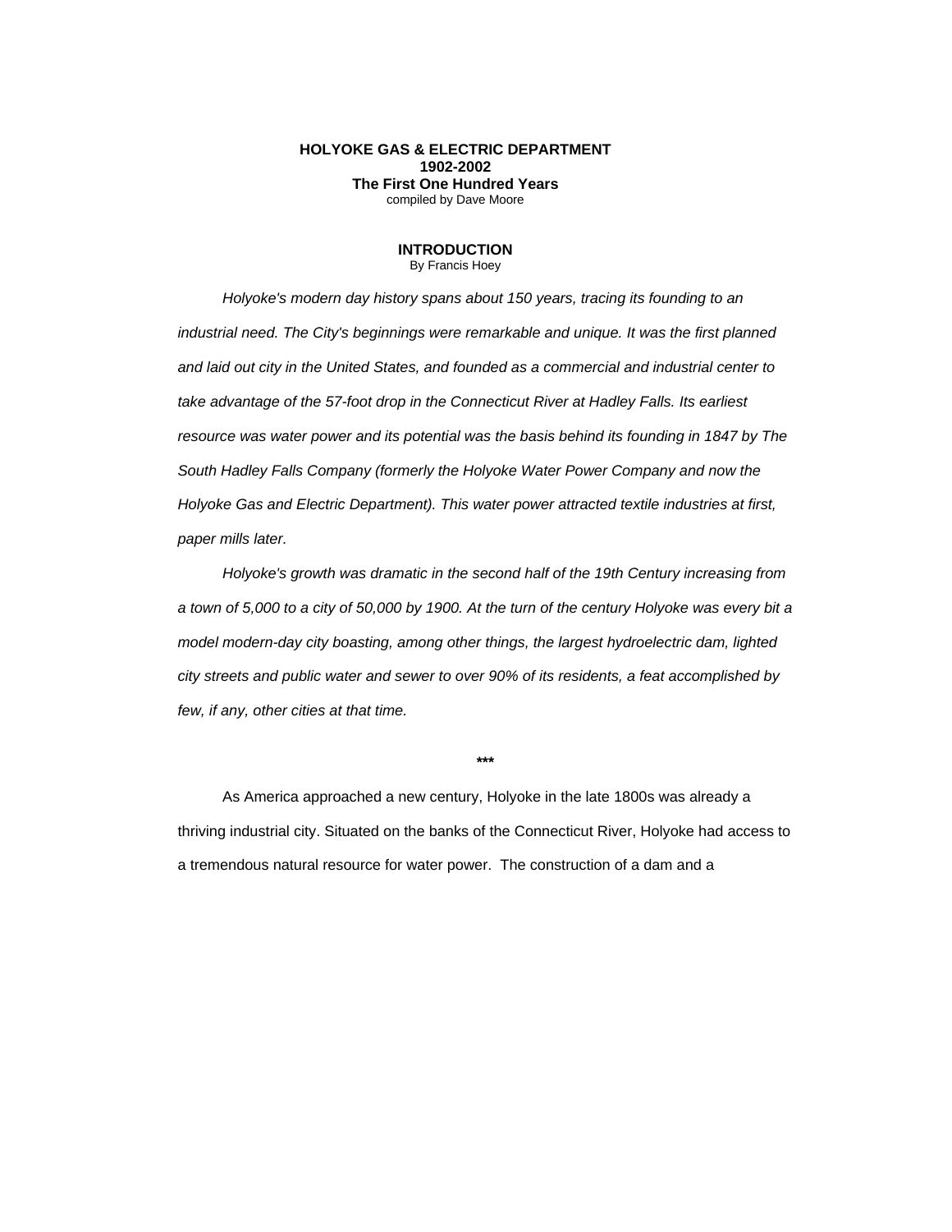# HOLYOKE GAS & ELECTRIC DEPARTMENT
# 1902-2002
## The First One Hundred Years

compiled by Dave Moore

## INTRODUCTION

By Francis Hoey

*Holyoke's modern day history spans about 150 years, tracing its founding to an industrial need. The City's beginnings were remarkable and unique. It was the first planned and laid out city in the United States, and founded as a commercial and industrial center to take advantage of the 57-foot drop in the Connecticut River at Hadley Falls. Its earliest resource was water power and its potential was the basis behind its founding in 1847 by The South Hadley Falls Company (formerly the Holyoke Water Power Company and now the Holyoke Gas and Electric Department). This water power attracted textile industries at first, paper mills later.*

*Holyoke's growth was dramatic in the second half of the 19th Century increasing from a town of 5,000 to a city of 50,000 by 1900. At the turn of the century Holyoke was every bit a model modern-day city boasting, among other things, the largest hydroelectric dam, lighted city streets and public water and sewer to over 90% of its residents, a feat accomplished by few, if any, other cities at that time.*

**\*\*\***

As America approached a new century, Holyoke in the late 1800s was already a thriving industrial city. Situated on the banks of the Connecticut River, Holyoke had access to a tremendous natural resource for water power. The construction of a dam and a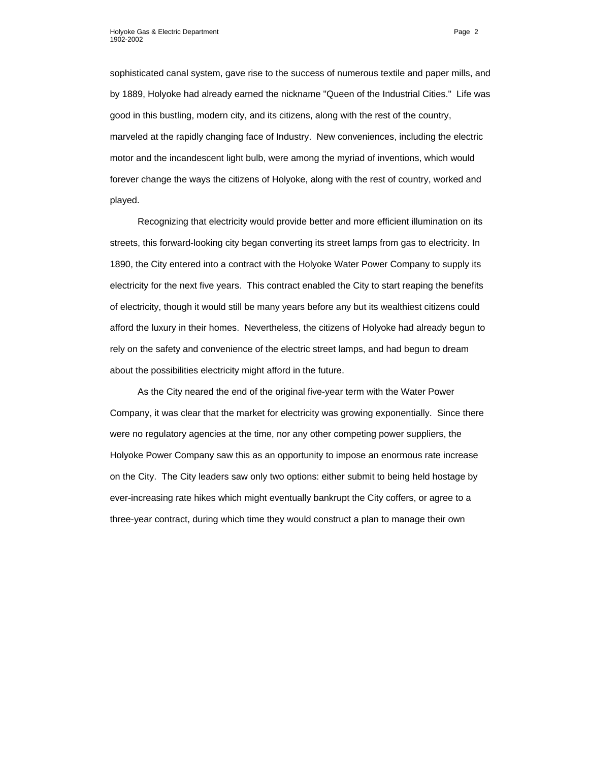sophisticated canal system, gave rise to the success of numerous textile and paper mills, and by 1889, Holyoke had already earned the nickname "Queen of the Industrial Cities." Life was good in this bustling, modern city, and its citizens, along with the rest of the country, marveled at the rapidly changing face of Industry. New conveniences, including the electric motor and the incandescent light bulb, were among the myriad of inventions, which would forever change the ways the citizens of Holyoke, along with the rest of country, worked and played.

Recognizing that electricity would provide better and more efficient illumination on its streets, this forward-looking city began converting its street lamps from gas to electricity. In 1890, the City entered into a contract with the Holyoke Water Power Company to supply its electricity for the next five years. This contract enabled the City to start reaping the benefits of electricity, though it would still be many years before any but its wealthiest citizens could afford the luxury in their homes. Nevertheless, the citizens of Holyoke had already begun to rely on the safety and convenience of the electric street lamps, and had begun to dream about the possibilities electricity might afford in the future.

As the City neared the end of the original five-year term with the Water Power Company, it was clear that the market for electricity was growing exponentially. Since there were no regulatory agencies at the time, nor any other competing power suppliers, the Holyoke Power Company saw this as an opportunity to impose an enormous rate increase on the City. The City leaders saw only two options: either submit to being held hostage by ever-increasing rate hikes which might eventually bankrupt the City coffers, or agree to a three-year contract, during which time they would construct a plan to manage their own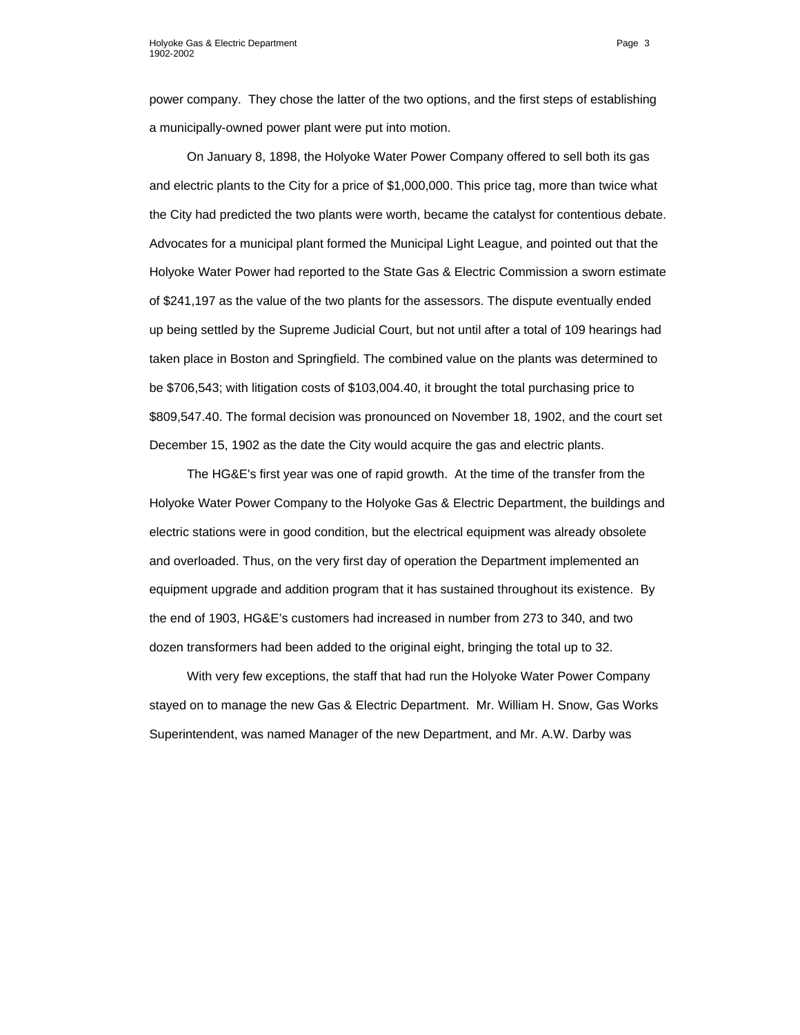power company. They chose the latter of the two options, and the first steps of establishing a municipally-owned power plant were put into motion.

On January 8, 1898, the Holyoke Water Power Company offered to sell both its gas and electric plants to the City for a price of $1,000,000. This price tag, more than twice what the City had predicted the two plants were worth, became the catalyst for contentious debate. Advocates for a municipal plant formed the Municipal Light League, and pointed out that the Holyoke Water Power had reported to the State Gas & Electric Commission a sworn estimate of $241,197 as the value of the two plants for the assessors. The dispute eventually ended up being settled by the Supreme Judicial Court, but not until after a total of 109 hearings had taken place in Boston and Springfield. The combined value on the plants was determined to be $706,543; with litigation costs of $103,004.40, it brought the total purchasing price to $809,547.40. The formal decision was pronounced on November 18, 1902, and the court set December 15, 1902 as the date the City would acquire the gas and electric plants.

The HG&E's first year was one of rapid growth. At the time of the transfer from the Holyoke Water Power Company to the Holyoke Gas & Electric Department, the buildings and electric stations were in good condition, but the electrical equipment was already obsolete and overloaded. Thus, on the very first day of operation the Department implemented an equipment upgrade and addition program that it has sustained throughout its existence. By the end of 1903, HG&E's customers had increased in number from 273 to 340, and two dozen transformers had been added to the original eight, bringing the total up to 32.

With very few exceptions, the staff that had run the Holyoke Water Power Company stayed on to manage the new Gas & Electric Department. Mr. William H. Snow, Gas Works Superintendent, was named Manager of the new Department, and Mr. A.W. Darby was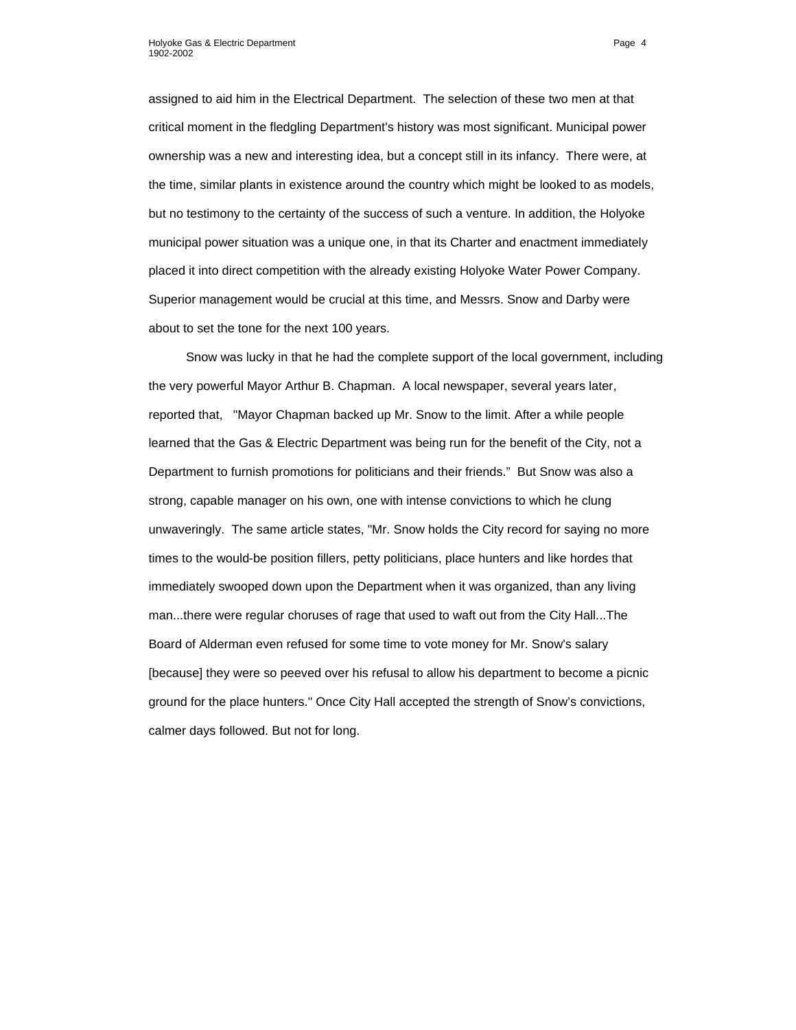assigned to aid him in the Electrical Department. The selection of these two men at that critical moment in the fledgling Department's history was most significant. Municipal power ownership was a new and interesting idea, but a concept still in its infancy. There were, at the time, similar plants in existence around the country which might be looked to as models, but no testimony to the certainty of the success of such a venture. In addition, the Holyoke municipal power situation was a unique one, in that its Charter and enactment immediately placed it into direct competition with the already existing Holyoke Water Power Company. Superior management would be crucial at this time, and Messrs. Snow and Darby were about to set the tone for the next 100 years.

Snow was lucky in that he had the complete support of the local government, including the very powerful Mayor Arthur B. Chapman. A local newspaper, several years later, reported that, "Mayor Chapman backed up Mr. Snow to the limit. After a while people learned that the Gas & Electric Department was being run for the benefit of the City, not a Department to furnish promotions for politicians and their friends." But Snow was also a strong, capable manager on his own, one with intense convictions to which he clung unwaveringly. The same article states, "Mr. Snow holds the City record for saying no more times to the would-be position fillers, petty politicians, place hunters and like hordes that immediately swooped down upon the Department when it was organized, than any living man...there were regular choruses of rage that used to waft out from the City Hall...The Board of Alderman even refused for some time to vote money for Mr. Snow's salary [because] they were so peeved over his refusal to allow his department to become a picnic ground for the place hunters." Once City Hall accepted the strength of Snow's convictions, calmer days followed. But not for long.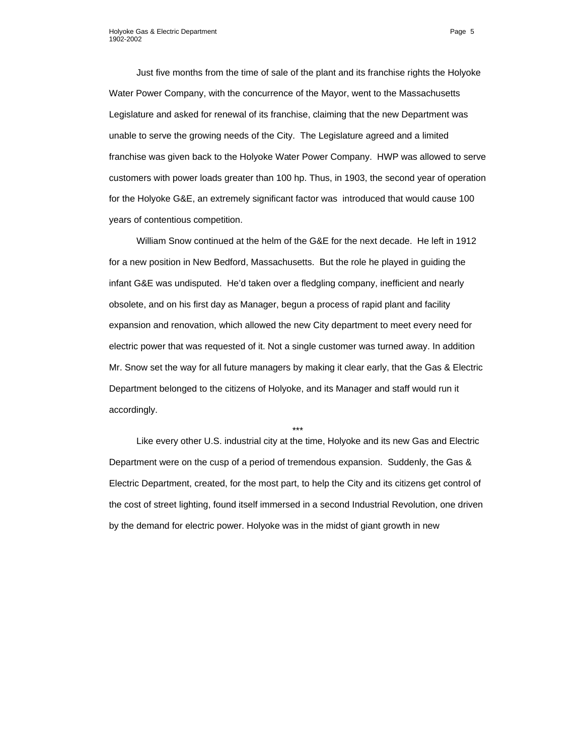Just five months from the time of sale of the plant and its franchise rights the Holyoke Water Power Company, with the concurrence of the Mayor, went to the Massachusetts Legislature and asked for renewal of its franchise, claiming that the new Department was unable to serve the growing needs of the City. The Legislature agreed and a limited franchise was given back to the Holyoke Water Power Company. HWP was allowed to serve customers with power loads greater than 100 hp. Thus, in 1903, the second year of operation for the Holyoke G&E, an extremely significant factor was introduced that would cause 100 years of contentious competition.

William Snow continued at the helm of the G&E for the next decade. He left in 1912 for a new position in New Bedford, Massachusetts. But the role he played in guiding the infant G&E was undisputed. He'd taken over a fledgling company, inefficient and nearly obsolete, and on his first day as Manager, begun a process of rapid plant and facility expansion and renovation, which allowed the new City department to meet every need for electric power that was requested of it. Not a single customer was turned away. In addition Mr. Snow set the way for all future managers by making it clear early, that the Gas & Electric Department belonged to the citizens of Holyoke, and its Manager and staff would run it accordingly.

***

Like every other U.S. industrial city at the time, Holyoke and its new Gas and Electric Department were on the cusp of a period of tremendous expansion. Suddenly, the Gas & Electric Department, created, for the most part, to help the City and its citizens get control of the cost of street lighting, found itself immersed in a second Industrial Revolution, one driven by the demand for electric power. Holyoke was in the midst of giant growth in new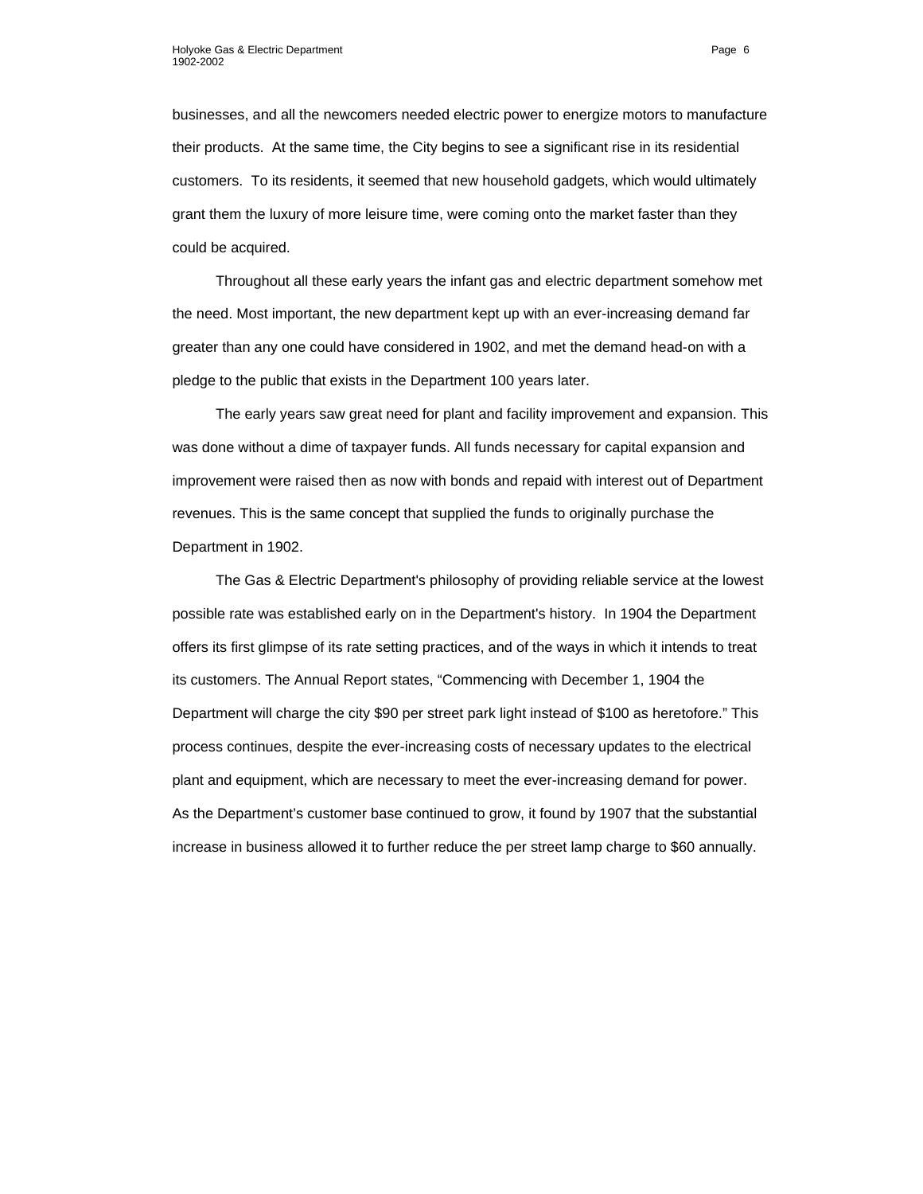businesses, and all the newcomers needed electric power to energize motors to manufacture their products.  At the same time, the City begins to see a significant rise in its residential customers.  To its residents, it seemed that new household gadgets, which would ultimately grant them the luxury of more leisure time, were coming onto the market faster than they could be acquired.

Throughout all these early years the infant gas and electric department somehow met the need. Most important, the new department kept up with an ever-increasing demand far greater than any one could have considered in 1902, and met the demand head-on with a pledge to the public that exists in the Department 100 years later.

The early years saw great need for plant and facility improvement and expansion. This was done without a dime of taxpayer funds. All funds necessary for capital expansion and improvement were raised then as now with bonds and repaid with interest out of Department revenues. This is the same concept that supplied the funds to originally purchase the Department in 1902.

The Gas & Electric Department's philosophy of providing reliable service at the lowest possible rate was established early on in the Department's history.  In 1904 the Department offers its first glimpse of its rate setting practices, and of the ways in which it intends to treat its customers. The Annual Report states, "Commencing with December 1, 1904 the Department will charge the city $90 per street park light instead of $100 as heretofore." This process continues, despite the ever-increasing costs of necessary updates to the electrical plant and equipment, which are necessary to meet the ever-increasing demand for power. As the Department's customer base continued to grow, it found by 1907 that the substantial increase in business allowed it to further reduce the per street lamp charge to $60 annually.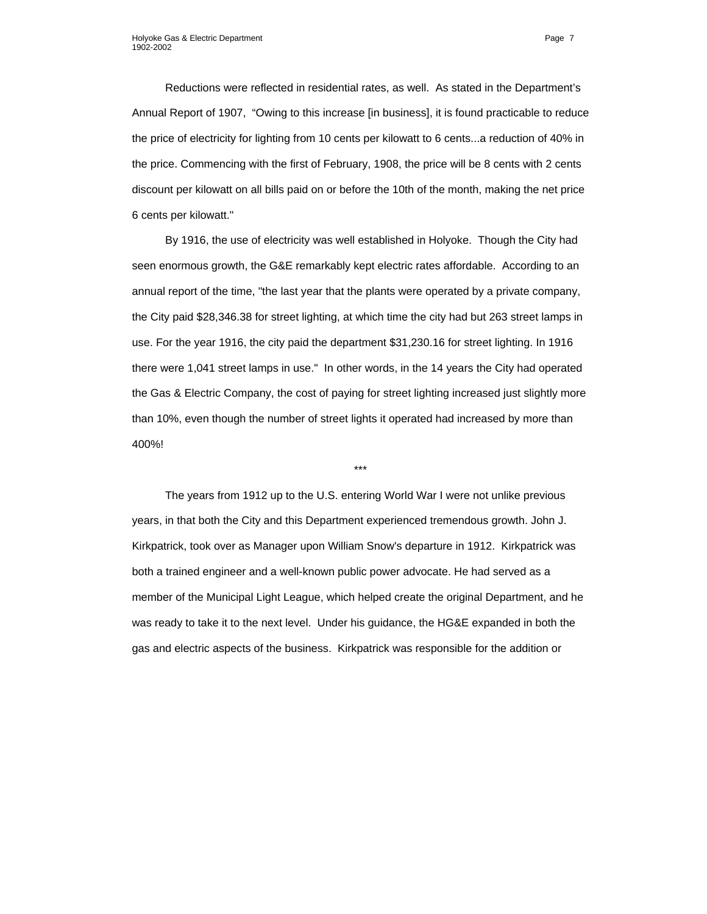Reductions were reflected in residential rates, as well. As stated in the Department's Annual Report of 1907, "Owing to this increase [in business], it is found practicable to reduce the price of electricity for lighting from 10 cents per kilowatt to 6 cents...a reduction of 40% in the price. Commencing with the first of February, 1908, the price will be 8 cents with 2 cents discount per kilowatt on all bills paid on or before the 10th of the month, making the net price 6 cents per kilowatt."

By 1916, the use of electricity was well established in Holyoke. Though the City had seen enormous growth, the G&E remarkably kept electric rates affordable. According to an annual report of the time, "the last year that the plants were operated by a private company, the City paid $28,346.38 for street lighting, at which time the city had but 263 street lamps in use. For the year 1916, the city paid the department $31,230.16 for street lighting. In 1916 there were 1,041 street lamps in use." In other words, in the 14 years the City had operated the Gas & Electric Company, the cost of paying for street lighting increased just slightly more than 10%, even though the number of street lights it operated had increased by more than 400%!

***

The years from 1912 up to the U.S. entering World War I were not unlike previous years, in that both the City and this Department experienced tremendous growth. John J. Kirkpatrick, took over as Manager upon William Snow's departure in 1912. Kirkpatrick was both a trained engineer and a well-known public power advocate. He had served as a member of the Municipal Light League, which helped create the original Department, and he was ready to take it to the next level. Under his guidance, the HG&E expanded in both the gas and electric aspects of the business. Kirkpatrick was responsible for the addition or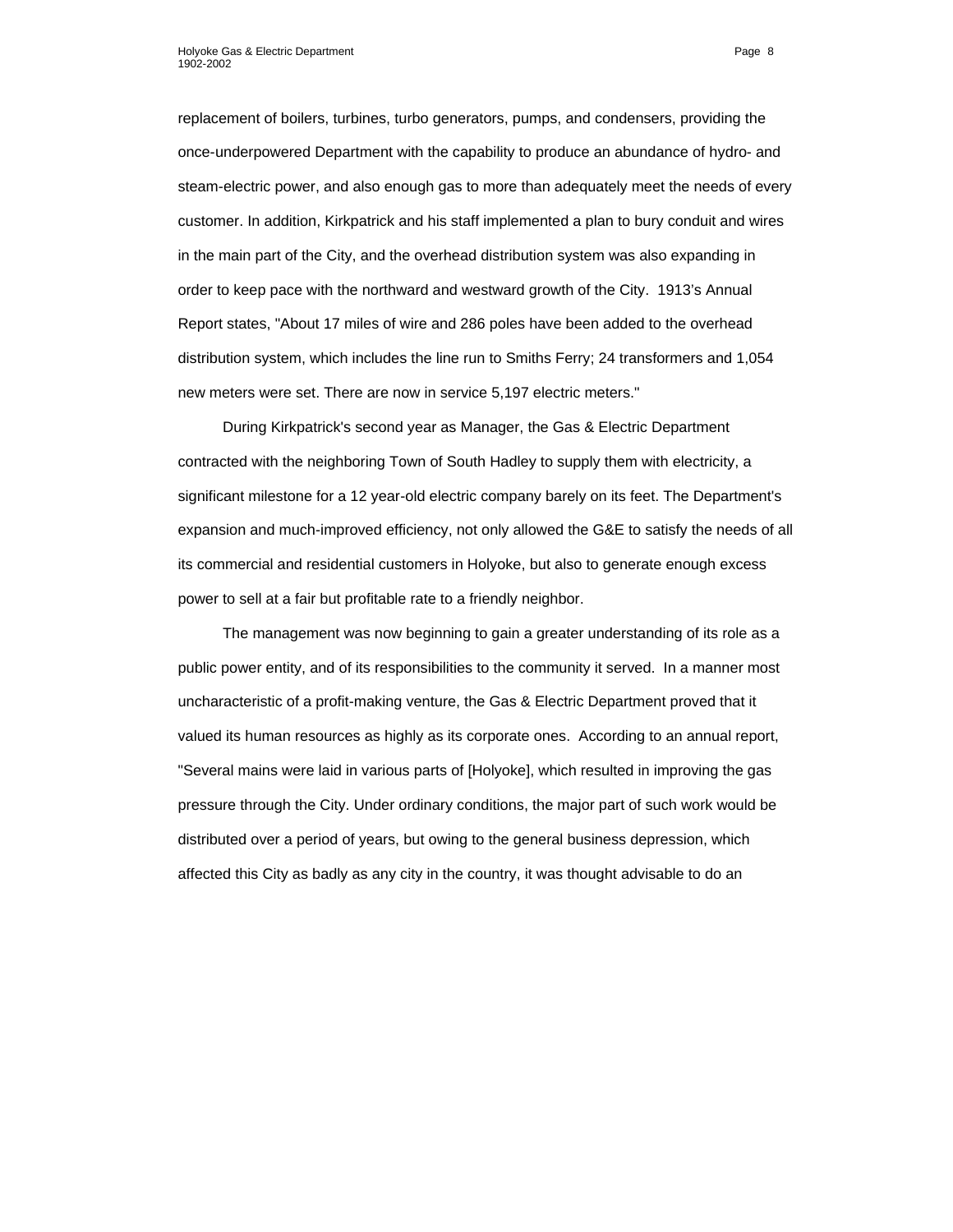replacement of boilers, turbines, turbo generators, pumps, and condensers, providing the once-underpowered Department with the capability to produce an abundance of hydro- and steam-electric power, and also enough gas to more than adequately meet the needs of every customer. In addition, Kirkpatrick and his staff implemented a plan to bury conduit and wires in the main part of the City, and the overhead distribution system was also expanding in order to keep pace with the northward and westward growth of the City. 1913's Annual Report states, "About 17 miles of wire and 286 poles have been added to the overhead distribution system, which includes the line run to Smiths Ferry; 24 transformers and 1,054 new meters were set. There are now in service 5,197 electric meters."

During Kirkpatrick's second year as Manager, the Gas & Electric Department contracted with the neighboring Town of South Hadley to supply them with electricity, a significant milestone for a 12 year-old electric company barely on its feet. The Department's expansion and much-improved efficiency, not only allowed the G&E to satisfy the needs of all its commercial and residential customers in Holyoke, but also to generate enough excess power to sell at a fair but profitable rate to a friendly neighbor.

The management was now beginning to gain a greater understanding of its role as a public power entity, and of its responsibilities to the community it served. In a manner most uncharacteristic of a profit-making venture, the Gas & Electric Department proved that it valued its human resources as highly as its corporate ones. According to an annual report, "Several mains were laid in various parts of [Holyoke], which resulted in improving the gas pressure through the City. Under ordinary conditions, the major part of such work would be distributed over a period of years, but owing to the general business depression, which affected this City as badly as any city in the country, it was thought advisable to do an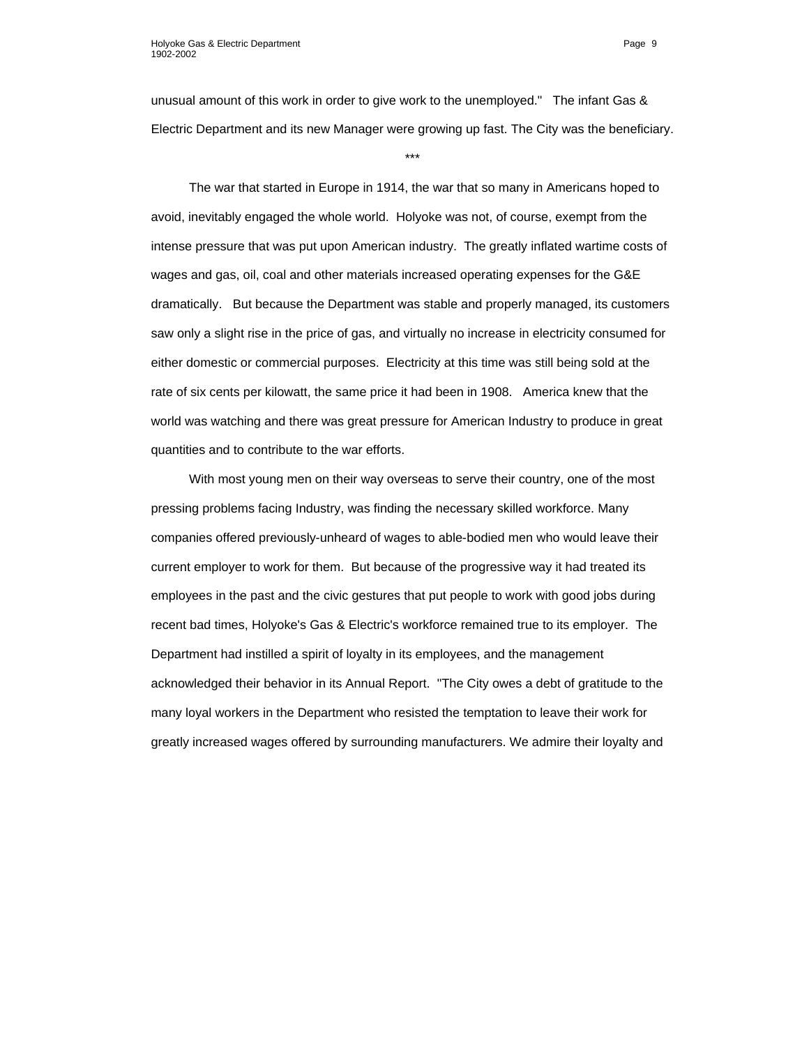unusual amount of this work in order to give work to the unemployed." The infant Gas & Electric Department and its new Manager were growing up fast. The City was the beneficiary.

***

The war that started in Europe in 1914, the war that so many in Americans hoped to avoid, inevitably engaged the whole world. Holyoke was not, of course, exempt from the intense pressure that was put upon American industry. The greatly inflated wartime costs of wages and gas, oil, coal and other materials increased operating expenses for the G&E dramatically. But because the Department was stable and properly managed, its customers saw only a slight rise in the price of gas, and virtually no increase in electricity consumed for either domestic or commercial purposes. Electricity at this time was still being sold at the rate of six cents per kilowatt, the same price it had been in 1908. America knew that the world was watching and there was great pressure for American Industry to produce in great quantities and to contribute to the war efforts.

With most young men on their way overseas to serve their country, one of the most pressing problems facing Industry, was finding the necessary skilled workforce. Many companies offered previously-unheard of wages to able-bodied men who would leave their current employer to work for them. But because of the progressive way it had treated its employees in the past and the civic gestures that put people to work with good jobs during recent bad times, Holyoke's Gas & Electric's workforce remained true to its employer. The Department had instilled a spirit of loyalty in its employees, and the management acknowledged their behavior in its Annual Report. "The City owes a debt of gratitude to the many loyal workers in the Department who resisted the temptation to leave their work for greatly increased wages offered by surrounding manufacturers. We admire their loyalty and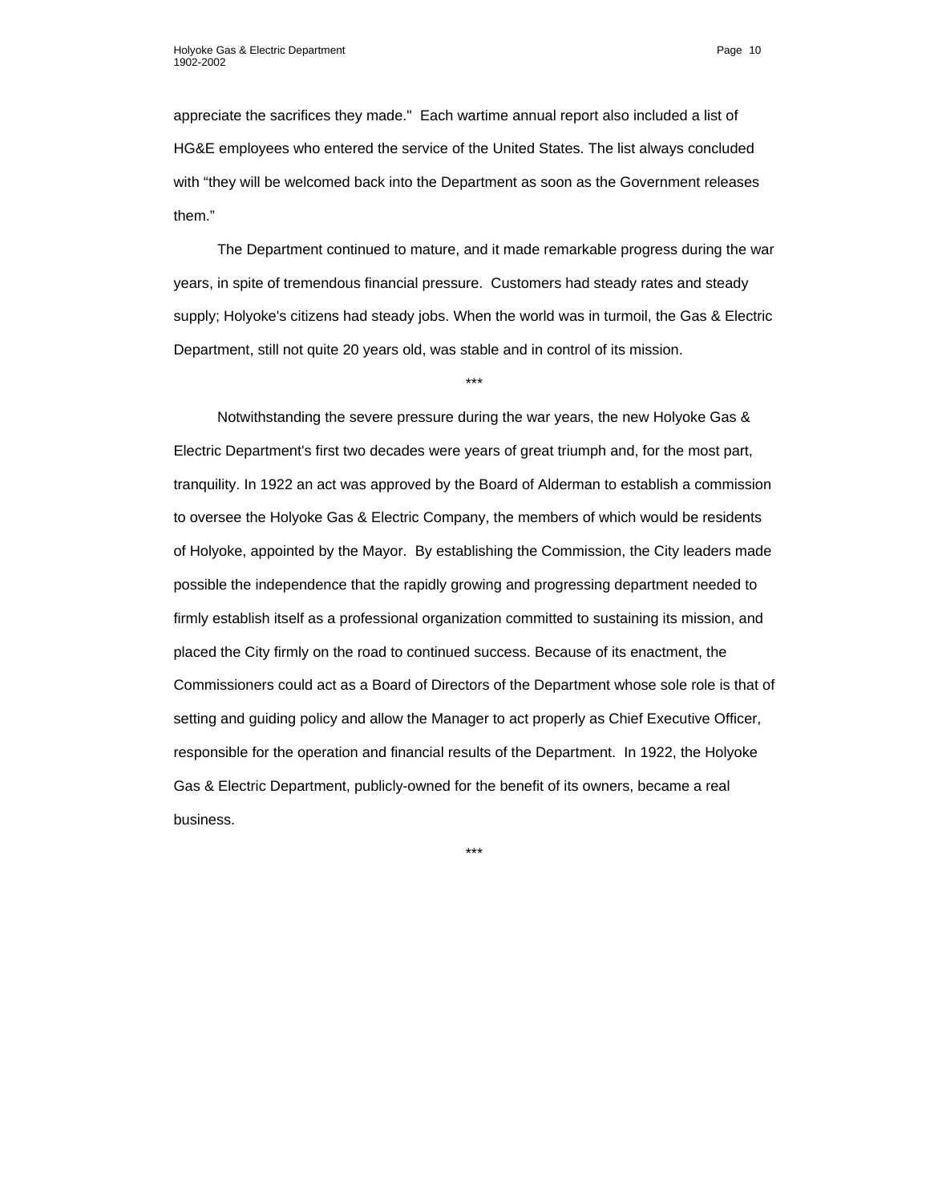appreciate the sacrifices they made."  Each wartime annual report also included a list of HG&E employees who entered the service of the United States. The list always concluded with “they will be welcomed back into the Department as soon as the Government releases them.”

The Department continued to mature, and it made remarkable progress during the war years, in spite of tremendous financial pressure.  Customers had steady rates and steady supply; Holyoke's citizens had steady jobs. When the world was in turmoil, the Gas & Electric Department, still not quite 20 years old, was stable and in control of its mission.

***

Notwithstanding the severe pressure during the war years, the new Holyoke Gas & Electric Department's first two decades were years of great triumph and, for the most part, tranquility. In 1922 an act was approved by the Board of Alderman to establish a commission to oversee the Holyoke Gas & Electric Company, the members of which would be residents of Holyoke, appointed by the Mayor.  By establishing the Commission, the City leaders made possible the independence that the rapidly growing and progressing department needed to firmly establish itself as a professional organization committed to sustaining its mission, and placed the City firmly on the road to continued success. Because of its enactment, the Commissioners could act as a Board of Directors of the Department whose sole role is that of setting and guiding policy and allow the Manager to act properly as Chief Executive Officer, responsible for the operation and financial results of the Department.  In 1922, the Holyoke Gas & Electric Department, publicly-owned for the benefit of its owners, became a real business.

***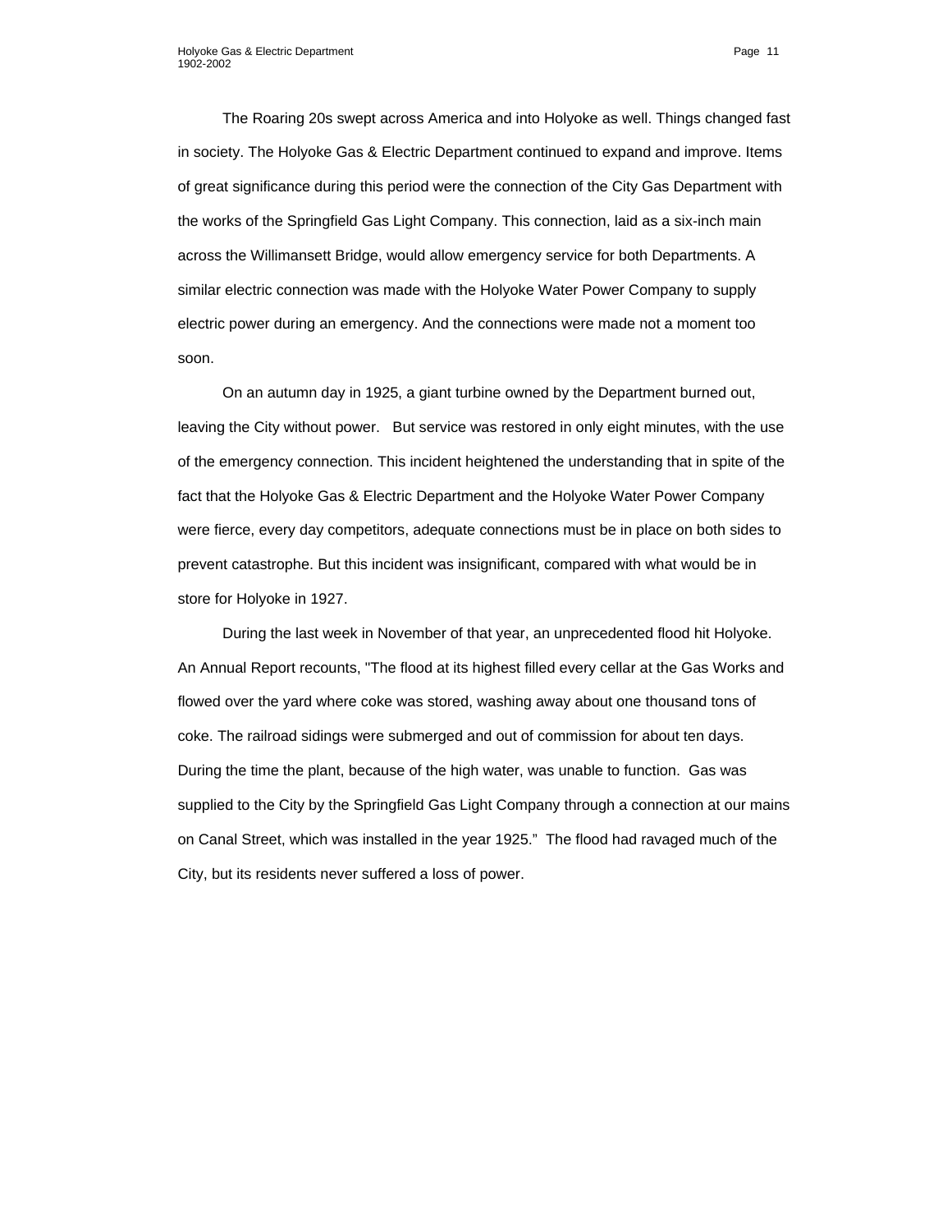The Roaring 20s swept across America and into Holyoke as well. Things changed fast in society. The Holyoke Gas & Electric Department continued to expand and improve. Items of great significance during this period were the connection of the City Gas Department with the works of the Springfield Gas Light Company. This connection, laid as a six-inch main across the Willimansett Bridge, would allow emergency service for both Departments. A similar electric connection was made with the Holyoke Water Power Company to supply electric power during an emergency. And the connections were made not a moment too soon.

On an autumn day in 1925, a giant turbine owned by the Department burned out, leaving the City without power. But service was restored in only eight minutes, with the use of the emergency connection. This incident heightened the understanding that in spite of the fact that the Holyoke Gas & Electric Department and the Holyoke Water Power Company were fierce, every day competitors, adequate connections must be in place on both sides to prevent catastrophe. But this incident was insignificant, compared with what would be in store for Holyoke in 1927.

During the last week in November of that year, an unprecedented flood hit Holyoke. An Annual Report recounts, "The flood at its highest filled every cellar at the Gas Works and flowed over the yard where coke was stored, washing away about one thousand tons of coke. The railroad sidings were submerged and out of commission for about ten days. During the time the plant, because of the high water, was unable to function. Gas was supplied to the City by the Springfield Gas Light Company through a connection at our mains on Canal Street, which was installed in the year 1925." The flood had ravaged much of the City, but its residents never suffered a loss of power.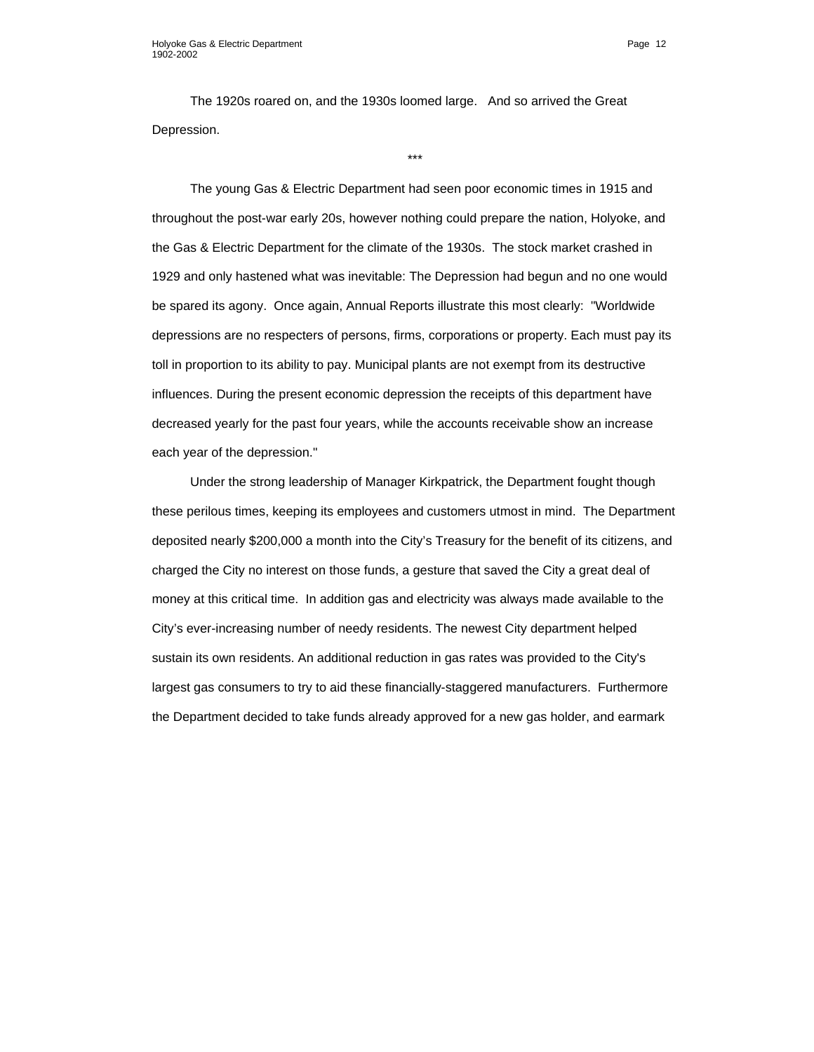The 1920s roared on, and the 1930s loomed large. And so arrived the Great Depression.

***

The young Gas & Electric Department had seen poor economic times in 1915 and throughout the post-war early 20s, however nothing could prepare the nation, Holyoke, and the Gas & Electric Department for the climate of the 1930s. The stock market crashed in 1929 and only hastened what was inevitable: The Depression had begun and no one would be spared its agony. Once again, Annual Reports illustrate this most clearly: "Worldwide depressions are no respecters of persons, firms, corporations or property. Each must pay its toll in proportion to its ability to pay. Municipal plants are not exempt from its destructive influences. During the present economic depression the receipts of this department have decreased yearly for the past four years, while the accounts receivable show an increase each year of the depression."

Under the strong leadership of Manager Kirkpatrick, the Department fought though these perilous times, keeping its employees and customers utmost in mind. The Department deposited nearly $200,000 a month into the City's Treasury for the benefit of its citizens, and charged the City no interest on those funds, a gesture that saved the City a great deal of money at this critical time. In addition gas and electricity was always made available to the City's ever-increasing number of needy residents. The newest City department helped sustain its own residents. An additional reduction in gas rates was provided to the City's largest gas consumers to try to aid these financially-staggered manufacturers. Furthermore the Department decided to take funds already approved for a new gas holder, and earmark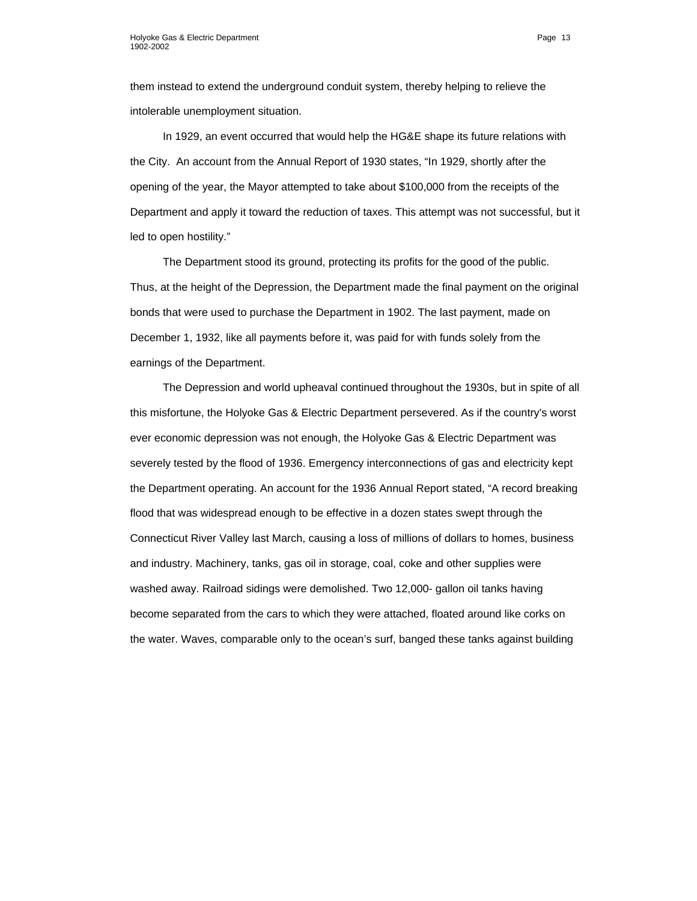them instead to extend the underground conduit system, thereby helping to relieve the intolerable unemployment situation.

In 1929, an event occurred that would help the HG&E shape its future relations with the City. An account from the Annual Report of 1930 states, "In 1929, shortly after the opening of the year, the Mayor attempted to take about $100,000 from the receipts of the Department and apply it toward the reduction of taxes. This attempt was not successful, but it led to open hostility."

The Department stood its ground, protecting its profits for the good of the public. Thus, at the height of the Depression, the Department made the final payment on the original bonds that were used to purchase the Department in 1902. The last payment, made on December 1, 1932, like all payments before it, was paid for with funds solely from the earnings of the Department.

The Depression and world upheaval continued throughout the 1930s, but in spite of all this misfortune, the Holyoke Gas & Electric Department persevered. As if the country's worst ever economic depression was not enough, the Holyoke Gas & Electric Department was severely tested by the flood of 1936. Emergency interconnections of gas and electricity kept the Department operating. An account for the 1936 Annual Report stated, "A record breaking flood that was widespread enough to be effective in a dozen states swept through the Connecticut River Valley last March, causing a loss of millions of dollars to homes, business and industry. Machinery, tanks, gas oil in storage, coal, coke and other supplies were washed away. Railroad sidings were demolished. Two 12,000- gallon oil tanks having become separated from the cars to which they were attached, floated around like corks on the water. Waves, comparable only to the ocean's surf, banged these tanks against building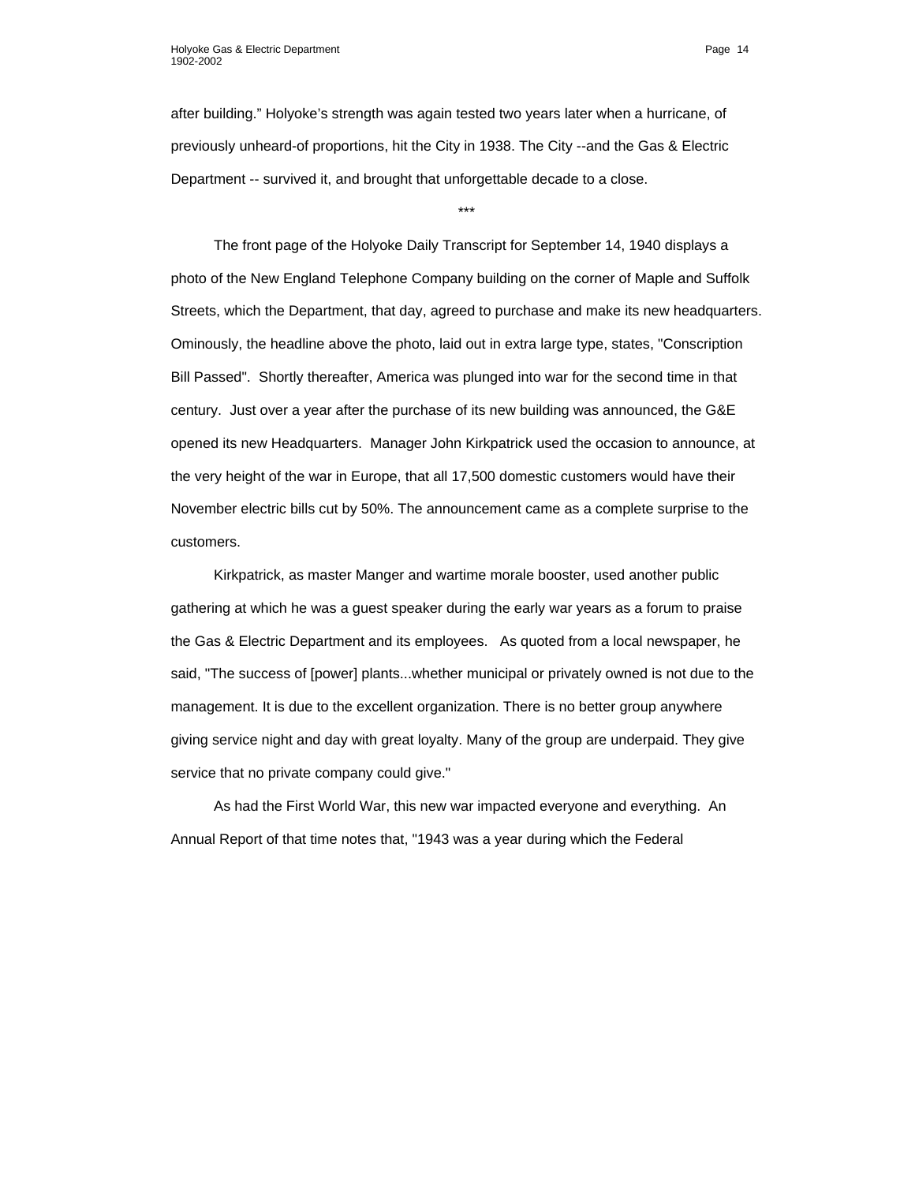after building." Holyoke's strength was again tested two years later when a hurricane, of previously unheard-of proportions, hit the City in 1938. The City --and the Gas & Electric Department -- survived it, and brought that unforgettable decade to a close.

***

The front page of the Holyoke Daily Transcript for September 14, 1940 displays a photo of the New England Telephone Company building on the corner of Maple and Suffolk Streets, which the Department, that day, agreed to purchase and make its new headquarters. Ominously, the headline above the photo, laid out in extra large type, states, "Conscription Bill Passed". Shortly thereafter, America was plunged into war for the second time in that century. Just over a year after the purchase of its new building was announced, the G&E opened its new Headquarters. Manager John Kirkpatrick used the occasion to announce, at the very height of the war in Europe, that all 17,500 domestic customers would have their November electric bills cut by 50%. The announcement came as a complete surprise to the customers.

Kirkpatrick, as master Manger and wartime morale booster, used another public gathering at which he was a guest speaker during the early war years as a forum to praise the Gas & Electric Department and its employees. As quoted from a local newspaper, he said, "The success of [power] plants...whether municipal or privately owned is not due to the management. It is due to the excellent organization. There is no better group anywhere giving service night and day with great loyalty. Many of the group are underpaid. They give service that no private company could give."

As had the First World War, this new war impacted everyone and everything. An Annual Report of that time notes that, "1943 was a year during which the Federal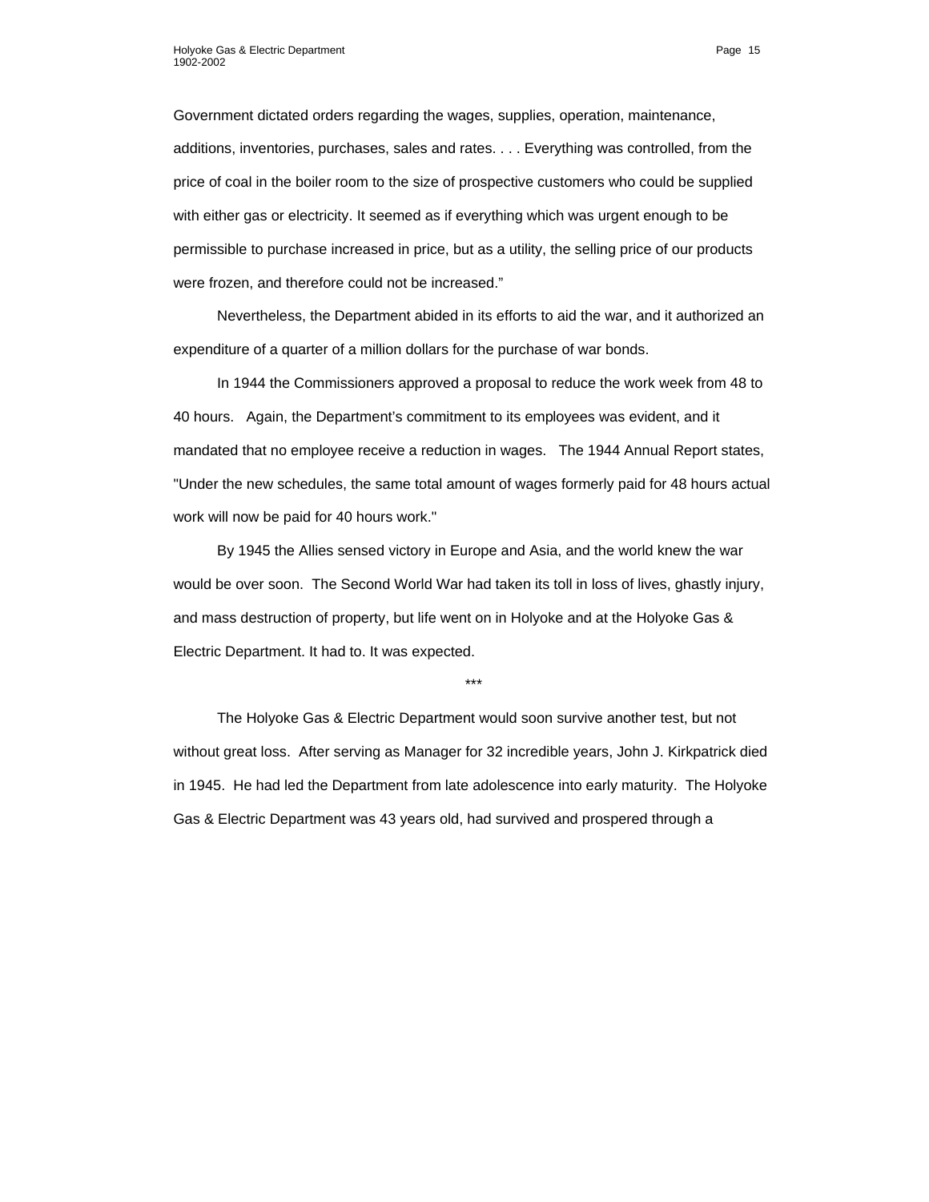Government dictated orders regarding the wages, supplies, operation, maintenance, additions, inventories, purchases, sales and rates. . . . Everything was controlled, from the price of coal in the boiler room to the size of prospective customers who could be supplied with either gas or electricity. It seemed as if everything which was urgent enough to be permissible to purchase increased in price, but as a utility, the selling price of our products were frozen, and therefore could not be increased."

Nevertheless, the Department abided in its efforts to aid the war, and it authorized an expenditure of a quarter of a million dollars for the purchase of war bonds.

In 1944 the Commissioners approved a proposal to reduce the work week from 48 to 40 hours. Again, the Department's commitment to its employees was evident, and it mandated that no employee receive a reduction in wages. The 1944 Annual Report states, "Under the new schedules, the same total amount of wages formerly paid for 48 hours actual work will now be paid for 40 hours work."

By 1945 the Allies sensed victory in Europe and Asia, and the world knew the war would be over soon. The Second World War had taken its toll in loss of lives, ghastly injury, and mass destruction of property, but life went on in Holyoke and at the Holyoke Gas & Electric Department. It had to. It was expected.

***

The Holyoke Gas & Electric Department would soon survive another test, but not without great loss. After serving as Manager for 32 incredible years, John J. Kirkpatrick died in 1945. He had led the Department from late adolescence into early maturity. The Holyoke Gas & Electric Department was 43 years old, had survived and prospered through a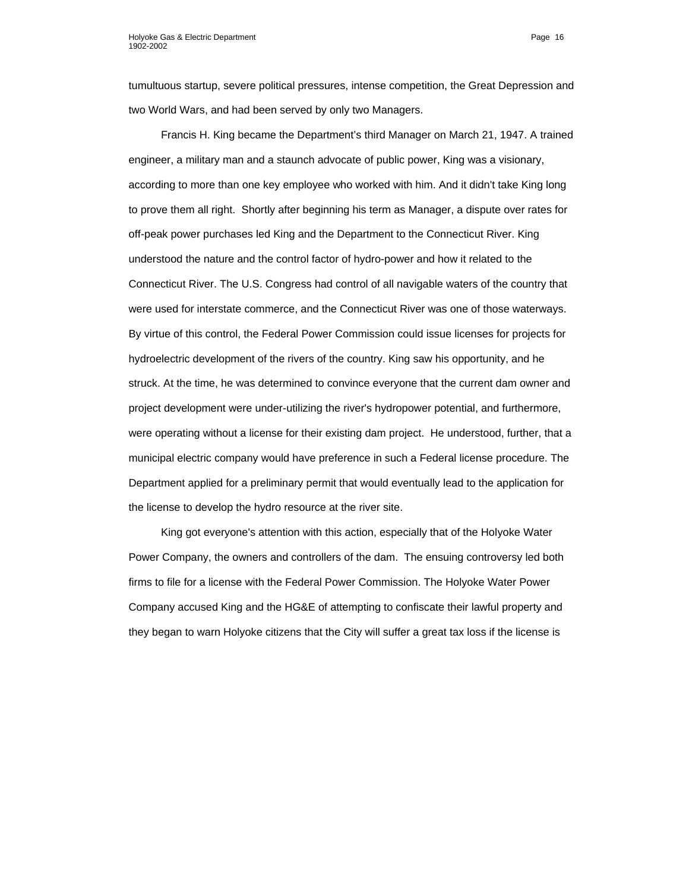tumultuous startup, severe political pressures, intense competition, the Great Depression and two World Wars, and had been served by only two Managers.

Francis H. King became the Department's third Manager on March 21, 1947. A trained engineer, a military man and a staunch advocate of public power, King was a visionary, according to more than one key employee who worked with him. And it didn't take King long to prove them all right. Shortly after beginning his term as Manager, a dispute over rates for off-peak power purchases led King and the Department to the Connecticut River. King understood the nature and the control factor of hydro-power and how it related to the Connecticut River. The U.S. Congress had control of all navigable waters of the country that were used for interstate commerce, and the Connecticut River was one of those waterways. By virtue of this control, the Federal Power Commission could issue licenses for projects for hydroelectric development of the rivers of the country. King saw his opportunity, and he struck. At the time, he was determined to convince everyone that the current dam owner and project development were under-utilizing the river's hydropower potential, and furthermore, were operating without a license for their existing dam project. He understood, further, that a municipal electric company would have preference in such a Federal license procedure. The Department applied for a preliminary permit that would eventually lead to the application for the license to develop the hydro resource at the river site.

King got everyone's attention with this action, especially that of the Holyoke Water Power Company, the owners and controllers of the dam. The ensuing controversy led both firms to file for a license with the Federal Power Commission. The Holyoke Water Power Company accused King and the HG&E of attempting to confiscate their lawful property and they began to warn Holyoke citizens that the City will suffer a great tax loss if the license is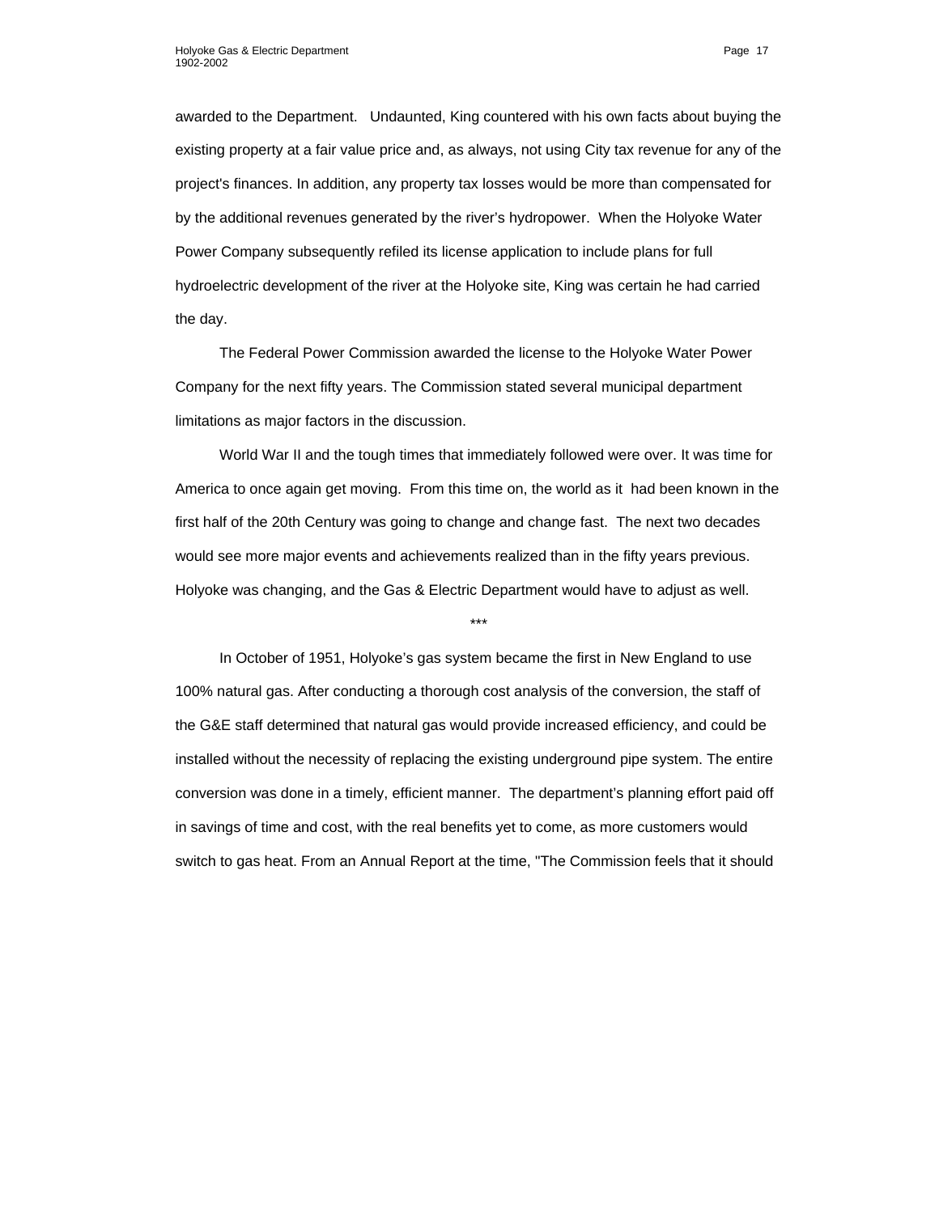awarded to the Department. Undaunted, King countered with his own facts about buying the existing property at a fair value price and, as always, not using City tax revenue for any of the project's finances. In addition, any property tax losses would be more than compensated for by the additional revenues generated by the river's hydropower. When the Holyoke Water Power Company subsequently refiled its license application to include plans for full hydroelectric development of the river at the Holyoke site, King was certain he had carried the day.

The Federal Power Commission awarded the license to the Holyoke Water Power Company for the next fifty years. The Commission stated several municipal department limitations as major factors in the discussion.

World War II and the tough times that immediately followed were over. It was time for America to once again get moving. From this time on, the world as it had been known in the first half of the 20th Century was going to change and change fast. The next two decades would see more major events and achievements realized than in the fifty years previous. Holyoke was changing, and the Gas & Electric Department would have to adjust as well.

***

In October of 1951, Holyoke's gas system became the first in New England to use 100% natural gas. After conducting a thorough cost analysis of the conversion, the staff of the G&E staff determined that natural gas would provide increased efficiency, and could be installed without the necessity of replacing the existing underground pipe system. The entire conversion was done in a timely, efficient manner. The department's planning effort paid off in savings of time and cost, with the real benefits yet to come, as more customers would switch to gas heat. From an Annual Report at the time, "The Commission feels that it should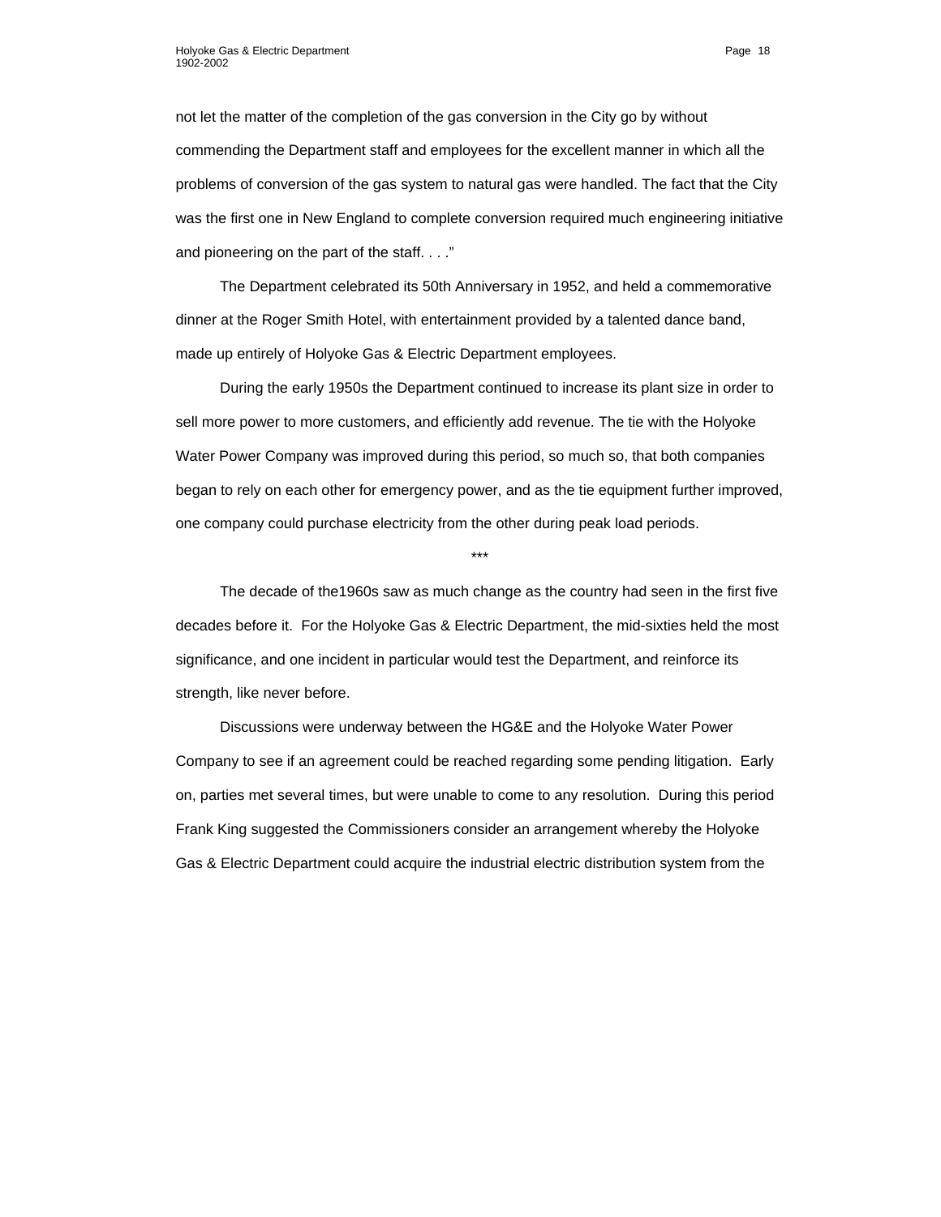not let the matter of the completion of the gas conversion in the City go by without commending the Department staff and employees for the excellent manner in which all the problems of conversion of the gas system to natural gas were handled. The fact that the City was the first one in New England to complete conversion required much engineering initiative and pioneering on the part of the staff. . . ."

The Department celebrated its 50th Anniversary in 1952, and held a commemorative dinner at the Roger Smith Hotel, with entertainment provided by a talented dance band, made up entirely of Holyoke Gas & Electric Department employees.

During the early 1950s the Department continued to increase its plant size in order to sell more power to more customers, and efficiently add revenue. The tie with the Holyoke Water Power Company was improved during this period, so much so, that both companies began to rely on each other for emergency power, and as the tie equipment further improved, one company could purchase electricity from the other during peak load periods.

***

The decade of the1960s saw as much change as the country had seen in the first five decades before it. For the Holyoke Gas & Electric Department, the mid-sixties held the most significance, and one incident in particular would test the Department, and reinforce its strength, like never before.

Discussions were underway between the HG&E and the Holyoke Water Power Company to see if an agreement could be reached regarding some pending litigation. Early on, parties met several times, but were unable to come to any resolution. During this period Frank King suggested the Commissioners consider an arrangement whereby the Holyoke Gas & Electric Department could acquire the industrial electric distribution system from the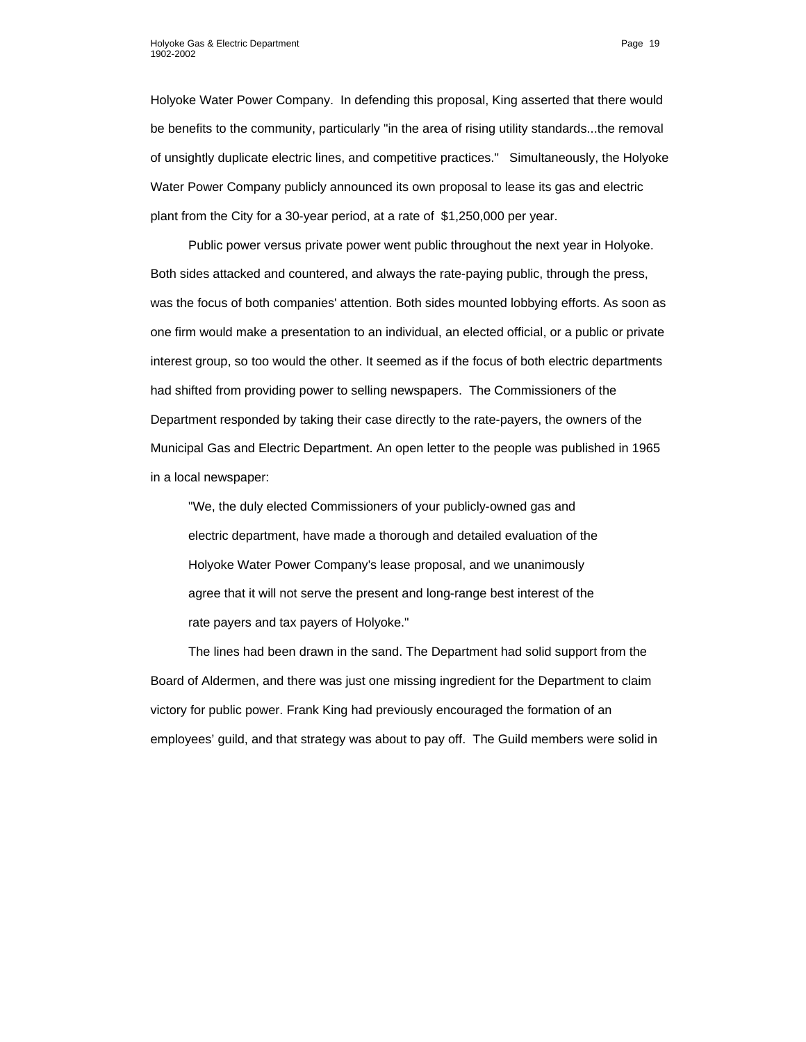Holyoke Water Power Company. In defending this proposal, King asserted that there would be benefits to the community, particularly "in the area of rising utility standards...the removal of unsightly duplicate electric lines, and competitive practices." Simultaneously, the Holyoke Water Power Company publicly announced its own proposal to lease its gas and electric plant from the City for a 30-year period, at a rate of $1,250,000 per year.

Public power versus private power went public throughout the next year in Holyoke. Both sides attacked and countered, and always the rate-paying public, through the press, was the focus of both companies' attention. Both sides mounted lobbying efforts. As soon as one firm would make a presentation to an individual, an elected official, or a public or private interest group, so too would the other. It seemed as if the focus of both electric departments had shifted from providing power to selling newspapers. The Commissioners of the Department responded by taking their case directly to the rate-payers, the owners of the Municipal Gas and Electric Department. An open letter to the people was published in 1965 in a local newspaper:

> "We, the duly elected Commissioners of your publicly-owned gas and electric department, have made a thorough and detailed evaluation of the Holyoke Water Power Company's lease proposal, and we unanimously agree that it will not serve the present and long-range best interest of the rate payers and tax payers of Holyoke."

The lines had been drawn in the sand. The Department had solid support from the Board of Aldermen, and there was just one missing ingredient for the Department to claim victory for public power. Frank King had previously encouraged the formation of an employees' guild, and that strategy was about to pay off. The Guild members were solid in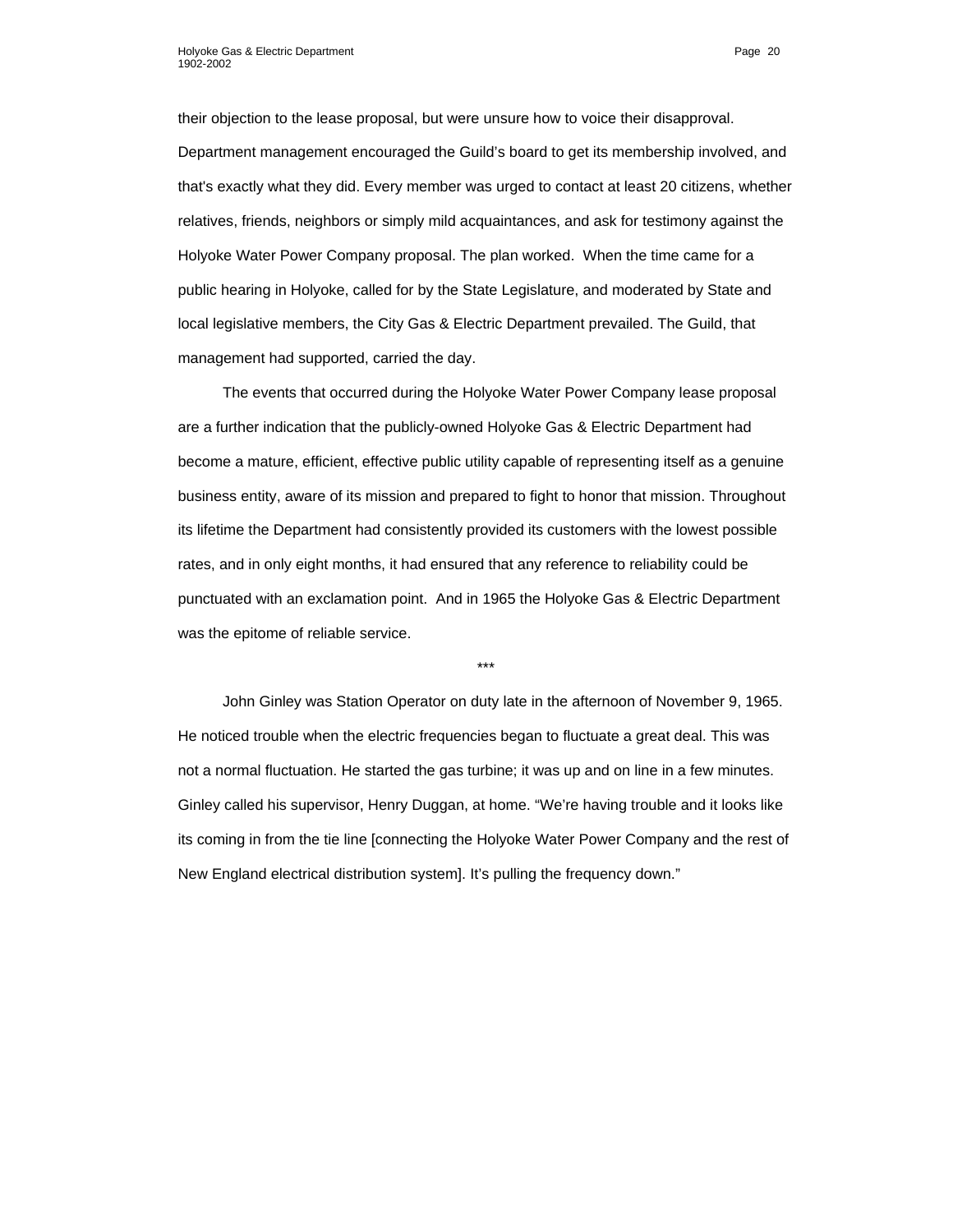their objection to the lease proposal, but were unsure how to voice their disapproval. Department management encouraged the Guild's board to get its membership involved, and that's exactly what they did. Every member was urged to contact at least 20 citizens, whether relatives, friends, neighbors or simply mild acquaintances, and ask for testimony against the Holyoke Water Power Company proposal. The plan worked. When the time came for a public hearing in Holyoke, called for by the State Legislature, and moderated by State and local legislative members, the City Gas & Electric Department prevailed. The Guild, that management had supported, carried the day.

The events that occurred during the Holyoke Water Power Company lease proposal are a further indication that the publicly-owned Holyoke Gas & Electric Department had become a mature, efficient, effective public utility capable of representing itself as a genuine business entity, aware of its mission and prepared to fight to honor that mission. Throughout its lifetime the Department had consistently provided its customers with the lowest possible rates, and in only eight months, it had ensured that any reference to reliability could be punctuated with an exclamation point. And in 1965 the Holyoke Gas & Electric Department was the epitome of reliable service.

***

John Ginley was Station Operator on duty late in the afternoon of November 9, 1965. He noticed trouble when the electric frequencies began to fluctuate a great deal. This was not a normal fluctuation. He started the gas turbine; it was up and on line in a few minutes. Ginley called his supervisor, Henry Duggan, at home. "We're having trouble and it looks like its coming in from the tie line [connecting the Holyoke Water Power Company and the rest of New England electrical distribution system]. It's pulling the frequency down."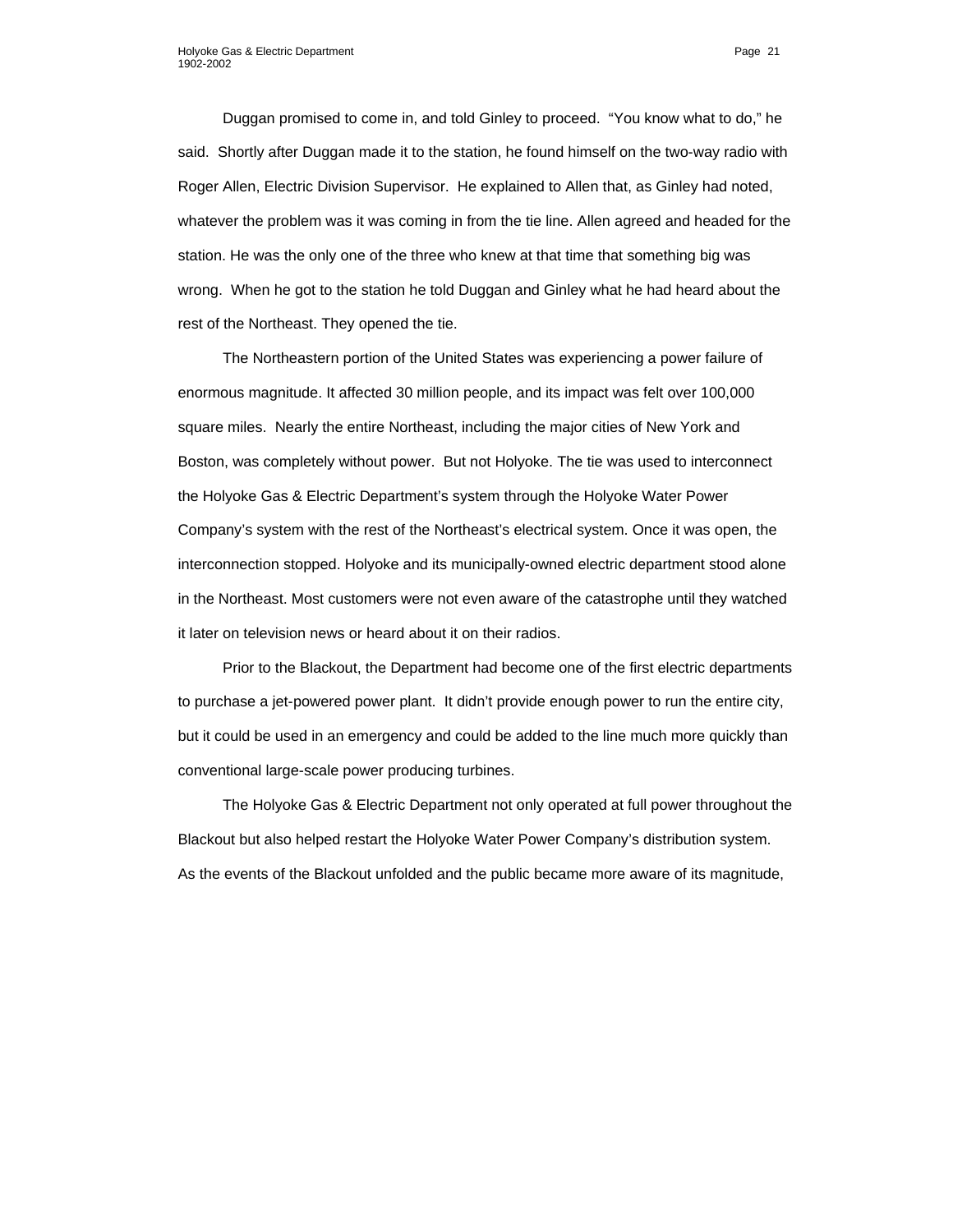Duggan promised to come in, and told Ginley to proceed. "You know what to do," he said. Shortly after Duggan made it to the station, he found himself on the two-way radio with Roger Allen, Electric Division Supervisor. He explained to Allen that, as Ginley had noted, whatever the problem was it was coming in from the tie line. Allen agreed and headed for the station. He was the only one of the three who knew at that time that something big was wrong. When he got to the station he told Duggan and Ginley what he had heard about the rest of the Northeast. They opened the tie.

The Northeastern portion of the United States was experiencing a power failure of enormous magnitude. It affected 30 million people, and its impact was felt over 100,000 square miles. Nearly the entire Northeast, including the major cities of New York and Boston, was completely without power. But not Holyoke. The tie was used to interconnect the Holyoke Gas & Electric Department's system through the Holyoke Water Power Company's system with the rest of the Northeast's electrical system. Once it was open, the interconnection stopped. Holyoke and its municipally-owned electric department stood alone in the Northeast. Most customers were not even aware of the catastrophe until they watched it later on television news or heard about it on their radios.

Prior to the Blackout, the Department had become one of the first electric departments to purchase a jet-powered power plant. It didn't provide enough power to run the entire city, but it could be used in an emergency and could be added to the line much more quickly than conventional large-scale power producing turbines.

The Holyoke Gas & Electric Department not only operated at full power throughout the Blackout but also helped restart the Holyoke Water Power Company's distribution system. As the events of the Blackout unfolded and the public became more aware of its magnitude,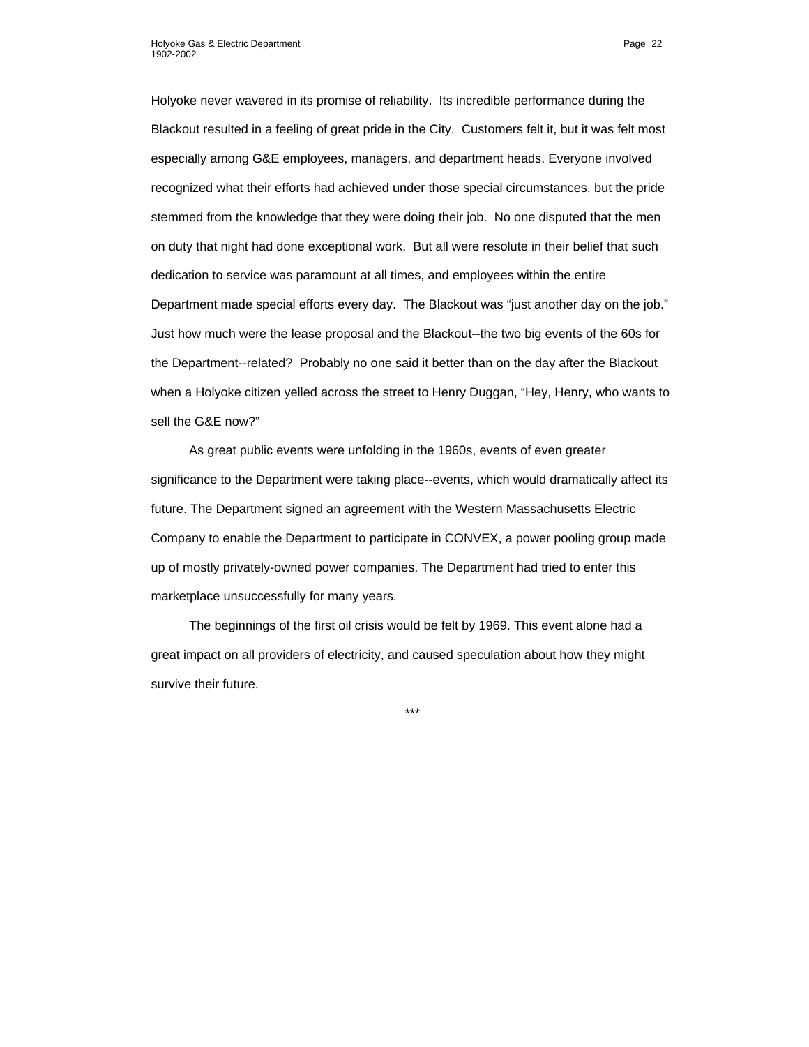Holyoke never wavered in its promise of reliability. Its incredible performance during the Blackout resulted in a feeling of great pride in the City. Customers felt it, but it was felt most especially among G&E employees, managers, and department heads. Everyone involved recognized what their efforts had achieved under those special circumstances, but the pride stemmed from the knowledge that they were doing their job. No one disputed that the men on duty that night had done exceptional work. But all were resolute in their belief that such dedication to service was paramount at all times, and employees within the entire Department made special efforts every day. The Blackout was "just another day on the job." Just how much were the lease proposal and the Blackout--the two big events of the 60s for the Department--related? Probably no one said it better than on the day after the Blackout when a Holyoke citizen yelled across the street to Henry Duggan, "Hey, Henry, who wants to sell the G&E now?"

As great public events were unfolding in the 1960s, events of even greater significance to the Department were taking place--events, which would dramatically affect its future. The Department signed an agreement with the Western Massachusetts Electric Company to enable the Department to participate in CONVEX, a power pooling group made up of mostly privately-owned power companies. The Department had tried to enter this marketplace unsuccessfully for many years.

The beginnings of the first oil crisis would be felt by 1969. This event alone had a great impact on all providers of electricity, and caused speculation about how they might survive their future.

***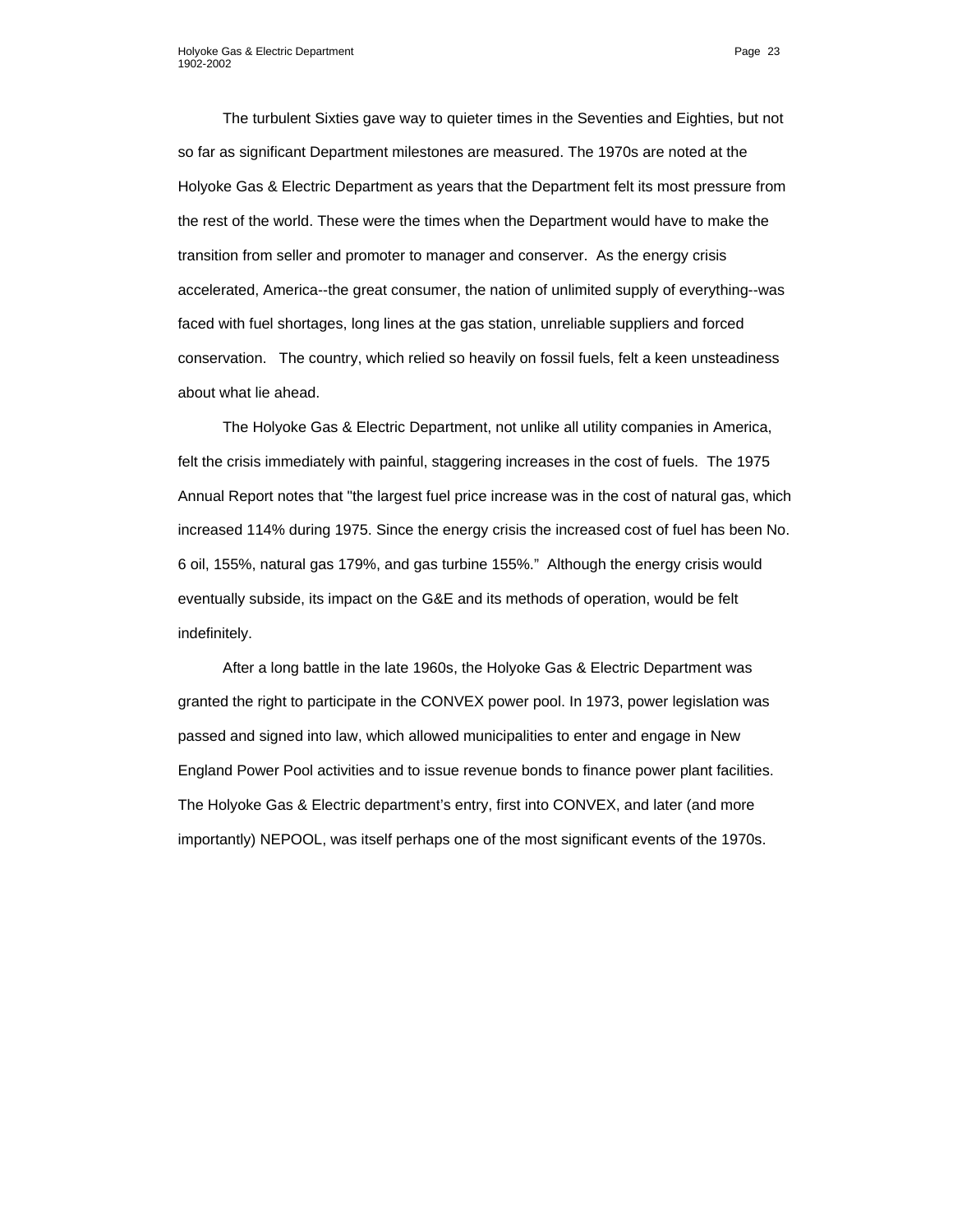The turbulent Sixties gave way to quieter times in the Seventies and Eighties, but not so far as significant Department milestones are measured. The 1970s are noted at the Holyoke Gas & Electric Department as years that the Department felt its most pressure from the rest of the world. These were the times when the Department would have to make the transition from seller and promoter to manager and conserver. As the energy crisis accelerated, America--the great consumer, the nation of unlimited supply of everything--was faced with fuel shortages, long lines at the gas station, unreliable suppliers and forced conservation. The country, which relied so heavily on fossil fuels, felt a keen unsteadiness about what lie ahead.

The Holyoke Gas & Electric Department, not unlike all utility companies in America, felt the crisis immediately with painful, staggering increases in the cost of fuels. The 1975 Annual Report notes that "the largest fuel price increase was in the cost of natural gas, which increased 114% during 1975. Since the energy crisis the increased cost of fuel has been No. 6 oil, 155%, natural gas 179%, and gas turbine 155%." Although the energy crisis would eventually subside, its impact on the G&E and its methods of operation, would be felt indefinitely.

After a long battle in the late 1960s, the Holyoke Gas & Electric Department was granted the right to participate in the CONVEX power pool. In 1973, power legislation was passed and signed into law, which allowed municipalities to enter and engage in New England Power Pool activities and to issue revenue bonds to finance power plant facilities. The Holyoke Gas & Electric department's entry, first into CONVEX, and later (and more importantly) NEPOOL, was itself perhaps one of the most significant events of the 1970s.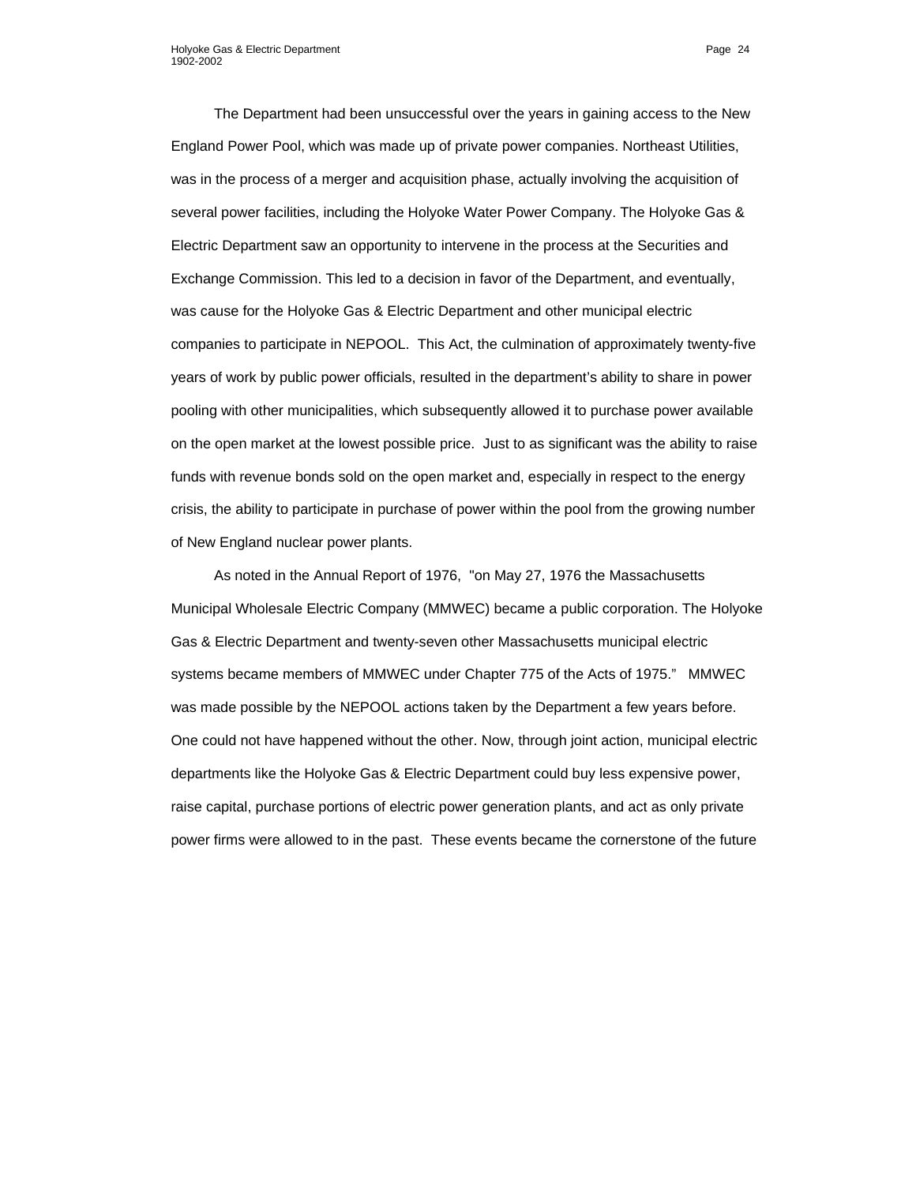The Department had been unsuccessful over the years in gaining access to the New England Power Pool, which was made up of private power companies. Northeast Utilities, was in the process of a merger and acquisition phase, actually involving the acquisition of several power facilities, including the Holyoke Water Power Company. The Holyoke Gas & Electric Department saw an opportunity to intervene in the process at the Securities and Exchange Commission. This led to a decision in favor of the Department, and eventually, was cause for the Holyoke Gas & Electric Department and other municipal electric companies to participate in NEPOOL. This Act, the culmination of approximately twenty-five years of work by public power officials, resulted in the department's ability to share in power pooling with other municipalities, which subsequently allowed it to purchase power available on the open market at the lowest possible price. Just to as significant was the ability to raise funds with revenue bonds sold on the open market and, especially in respect to the energy crisis, the ability to participate in purchase of power within the pool from the growing number of New England nuclear power plants.

As noted in the Annual Report of 1976, "on May 27, 1976 the Massachusetts Municipal Wholesale Electric Company (MMWEC) became a public corporation. The Holyoke Gas & Electric Department and twenty-seven other Massachusetts municipal electric systems became members of MMWEC under Chapter 775 of the Acts of 1975." MMWEC was made possible by the NEPOOL actions taken by the Department a few years before. One could not have happened without the other. Now, through joint action, municipal electric departments like the Holyoke Gas & Electric Department could buy less expensive power, raise capital, purchase portions of electric power generation plants, and act as only private power firms were allowed to in the past. These events became the cornerstone of the future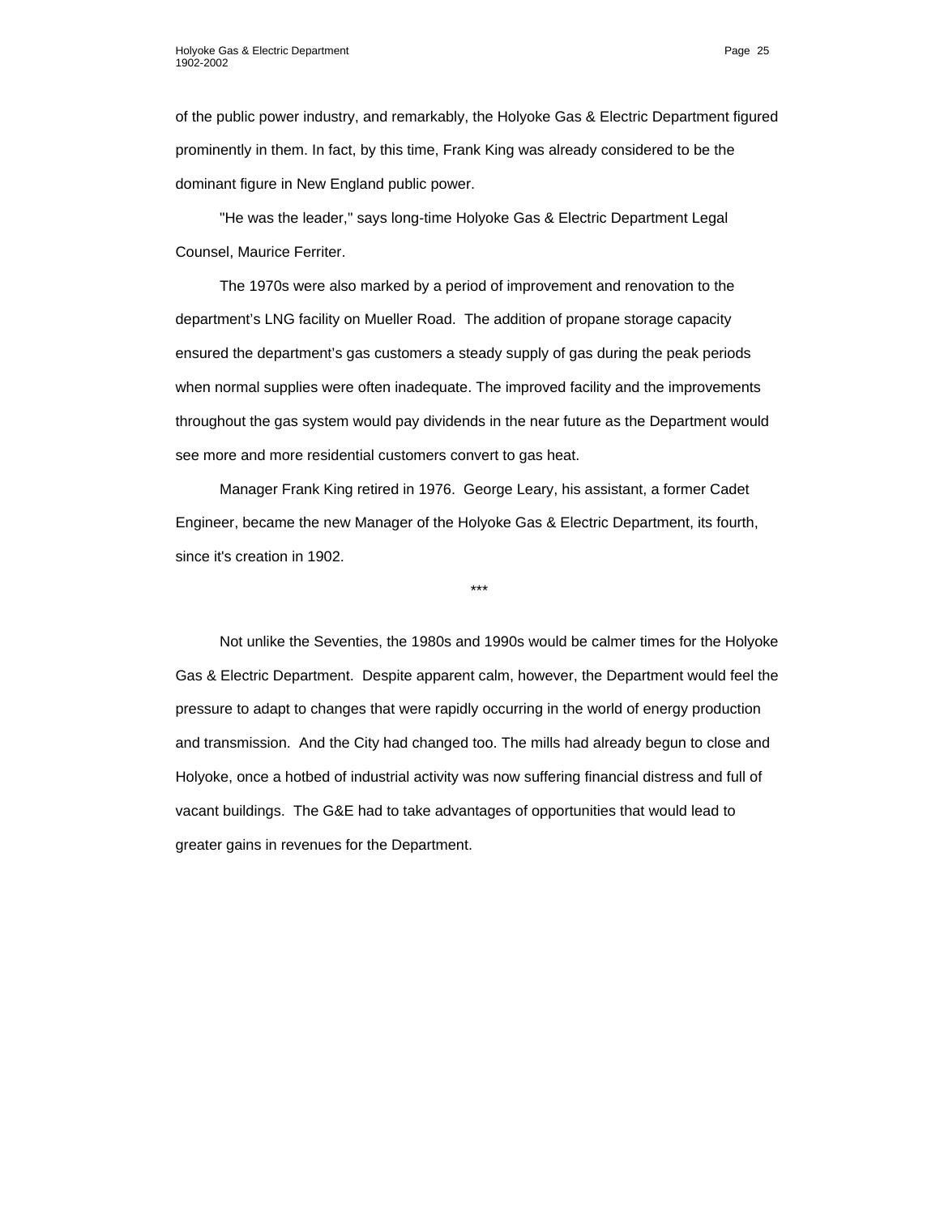of the public power industry, and remarkably, the Holyoke Gas & Electric Department figured prominently in them. In fact, by this time, Frank King was already considered to be the dominant figure in New England public power.

"He was the leader," says long-time Holyoke Gas & Electric Department Legal Counsel, Maurice Ferriter.

The 1970s were also marked by a period of improvement and renovation to the department's LNG facility on Mueller Road. The addition of propane storage capacity ensured the department's gas customers a steady supply of gas during the peak periods when normal supplies were often inadequate. The improved facility and the improvements throughout the gas system would pay dividends in the near future as the Department would see more and more residential customers convert to gas heat.

Manager Frank King retired in 1976. George Leary, his assistant, a former Cadet Engineer, became the new Manager of the Holyoke Gas & Electric Department, its fourth, since it's creation in 1902.

***

Not unlike the Seventies, the 1980s and 1990s would be calmer times for the Holyoke Gas & Electric Department. Despite apparent calm, however, the Department would feel the pressure to adapt to changes that were rapidly occurring in the world of energy production and transmission. And the City had changed too. The mills had already begun to close and Holyoke, once a hotbed of industrial activity was now suffering financial distress and full of vacant buildings. The G&E had to take advantages of opportunities that would lead to greater gains in revenues for the Department.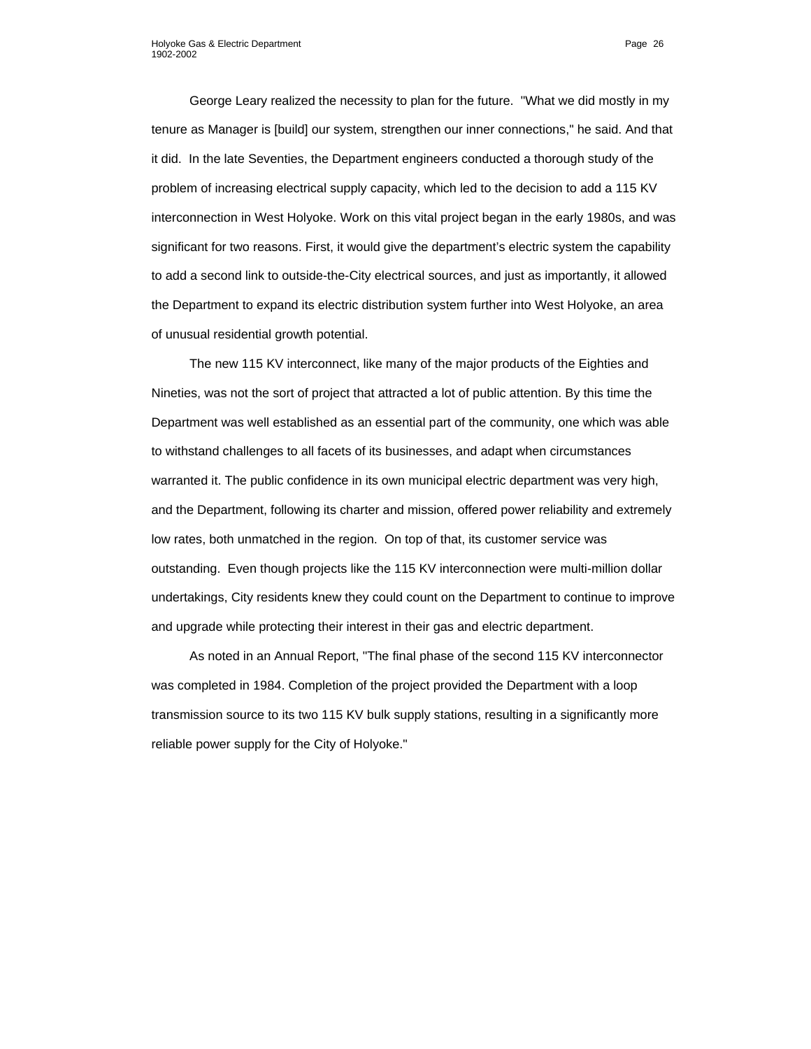George Leary realized the necessity to plan for the future. "What we did mostly in my tenure as Manager is [build] our system, strengthen our inner connections," he said. And that it did. In the late Seventies, the Department engineers conducted a thorough study of the problem of increasing electrical supply capacity, which led to the decision to add a 115 KV interconnection in West Holyoke. Work on this vital project began in the early 1980s, and was significant for two reasons. First, it would give the department's electric system the capability to add a second link to outside-the-City electrical sources, and just as importantly, it allowed the Department to expand its electric distribution system further into West Holyoke, an area of unusual residential growth potential.

The new 115 KV interconnect, like many of the major products of the Eighties and Nineties, was not the sort of project that attracted a lot of public attention. By this time the Department was well established as an essential part of the community, one which was able to withstand challenges to all facets of its businesses, and adapt when circumstances warranted it. The public confidence in its own municipal electric department was very high, and the Department, following its charter and mission, offered power reliability and extremely low rates, both unmatched in the region. On top of that, its customer service was outstanding. Even though projects like the 115 KV interconnection were multi-million dollar undertakings, City residents knew they could count on the Department to continue to improve and upgrade while protecting their interest in their gas and electric department.

As noted in an Annual Report, "The final phase of the second 115 KV interconnector was completed in 1984. Completion of the project provided the Department with a loop transmission source to its two 115 KV bulk supply stations, resulting in a significantly more reliable power supply for the City of Holyoke."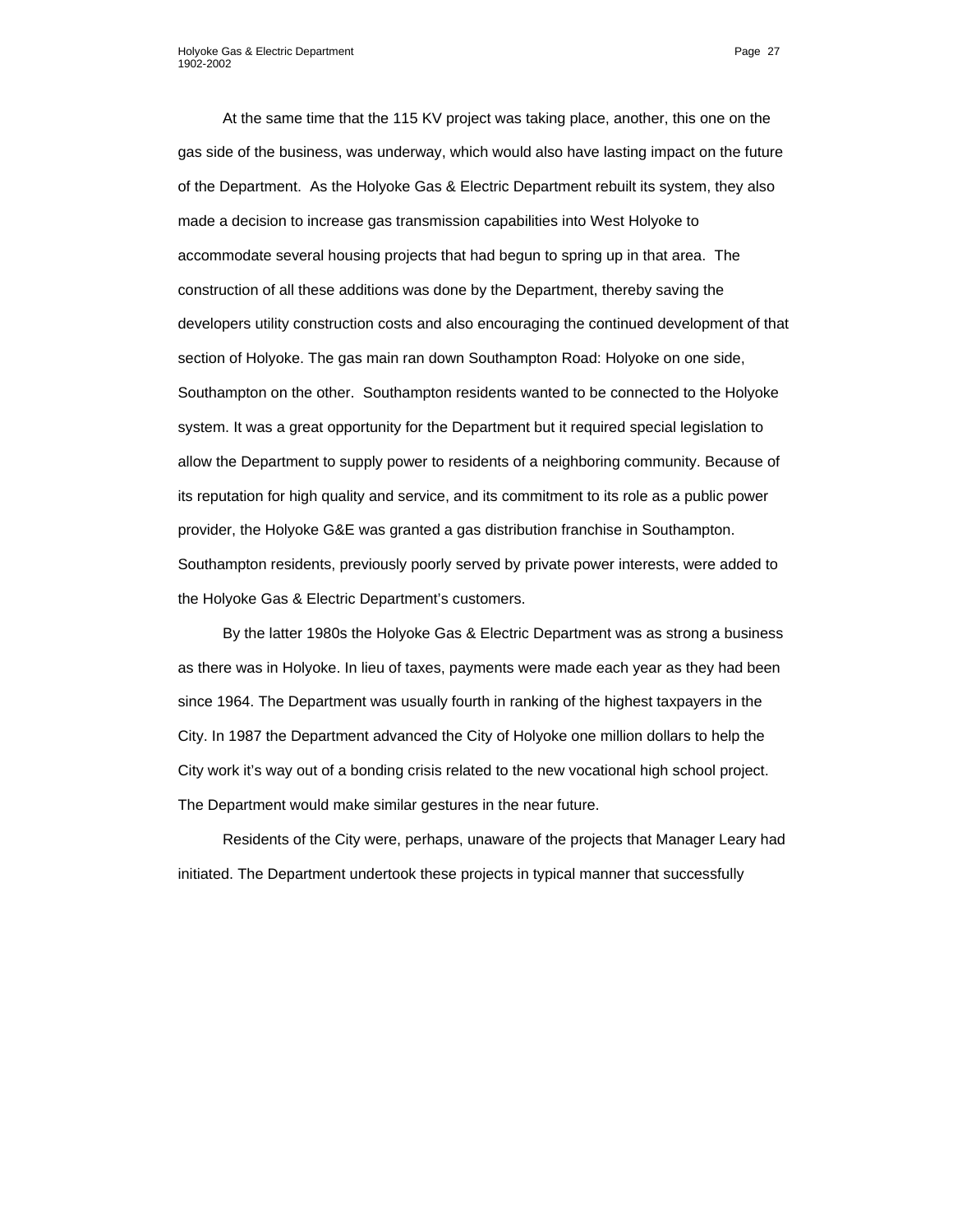At the same time that the 115 KV project was taking place, another, this one on the gas side of the business, was underway, which would also have lasting impact on the future of the Department. As the Holyoke Gas & Electric Department rebuilt its system, they also made a decision to increase gas transmission capabilities into West Holyoke to accommodate several housing projects that had begun to spring up in that area. The construction of all these additions was done by the Department, thereby saving the developers utility construction costs and also encouraging the continued development of that section of Holyoke. The gas main ran down Southampton Road: Holyoke on one side, Southampton on the other. Southampton residents wanted to be connected to the Holyoke system. It was a great opportunity for the Department but it required special legislation to allow the Department to supply power to residents of a neighboring community. Because of its reputation for high quality and service, and its commitment to its role as a public power provider, the Holyoke G&E was granted a gas distribution franchise in Southampton. Southampton residents, previously poorly served by private power interests, were added to the Holyoke Gas & Electric Department's customers.

By the latter 1980s the Holyoke Gas & Electric Department was as strong a business as there was in Holyoke. In lieu of taxes, payments were made each year as they had been since 1964. The Department was usually fourth in ranking of the highest taxpayers in the City. In 1987 the Department advanced the City of Holyoke one million dollars to help the City work it's way out of a bonding crisis related to the new vocational high school project. The Department would make similar gestures in the near future.

Residents of the City were, perhaps, unaware of the projects that Manager Leary had initiated. The Department undertook these projects in typical manner that successfully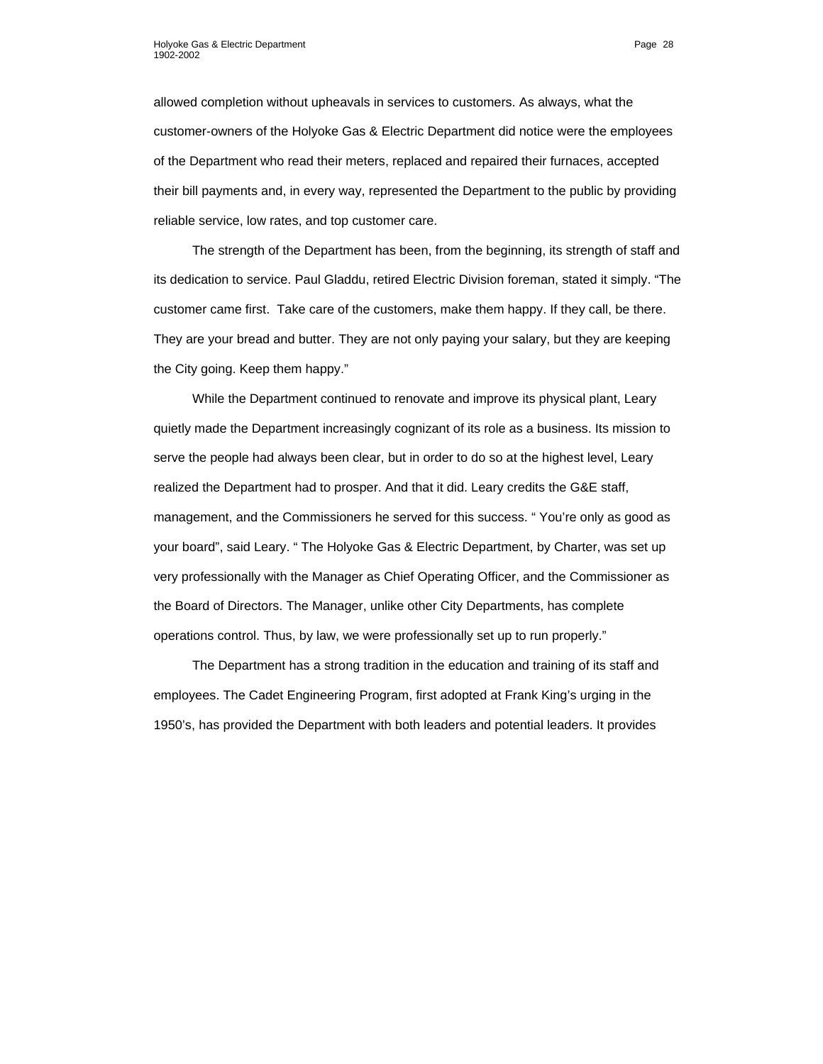allowed completion without upheavals in services to customers. As always, what the customer-owners of the Holyoke Gas & Electric Department did notice were the employees of the Department who read their meters, replaced and repaired their furnaces, accepted their bill payments and, in every way, represented the Department to the public by providing reliable service, low rates, and top customer care.

The strength of the Department has been, from the beginning, its strength of staff and its dedication to service. Paul Gladdu, retired Electric Division foreman, stated it simply. "The customer came first. Take care of the customers, make them happy. If they call, be there. They are your bread and butter. They are not only paying your salary, but they are keeping the City going. Keep them happy."

While the Department continued to renovate and improve its physical plant, Leary quietly made the Department increasingly cognizant of its role as a business. Its mission to serve the people had always been clear, but in order to do so at the highest level, Leary realized the Department had to prosper. And that it did. Leary credits the G&E staff, management, and the Commissioners he served for this success. " You're only as good as your board", said Leary. " The Holyoke Gas & Electric Department, by Charter, was set up very professionally with the Manager as Chief Operating Officer, and the Commissioner as the Board of Directors. The Manager, unlike other City Departments, has complete operations control. Thus, by law, we were professionally set up to run properly."

The Department has a strong tradition in the education and training of its staff and employees. The Cadet Engineering Program, first adopted at Frank King's urging in the 1950's, has provided the Department with both leaders and potential leaders. It provides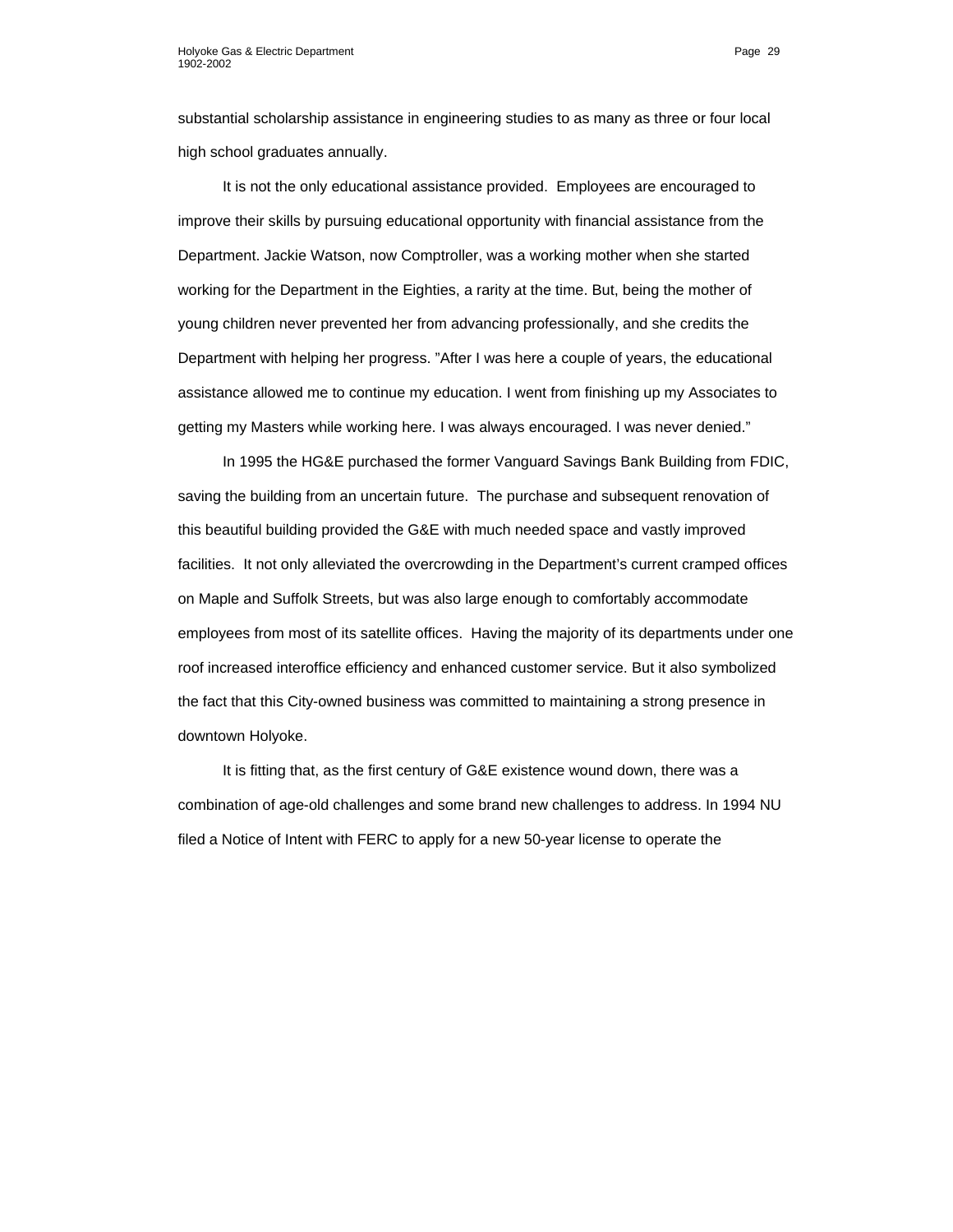substantial scholarship assistance in engineering studies to as many as three or four local high school graduates annually.

It is not the only educational assistance provided. Employees are encouraged to improve their skills by pursuing educational opportunity with financial assistance from the Department. Jackie Watson, now Comptroller, was a working mother when she started working for the Department in the Eighties, a rarity at the time. But, being the mother of young children never prevented her from advancing professionally, and she credits the Department with helping her progress. "After I was here a couple of years, the educational assistance allowed me to continue my education. I went from finishing up my Associates to getting my Masters while working here. I was always encouraged. I was never denied."

In 1995 the HG&E purchased the former Vanguard Savings Bank Building from FDIC, saving the building from an uncertain future. The purchase and subsequent renovation of this beautiful building provided the G&E with much needed space and vastly improved facilities. It not only alleviated the overcrowding in the Department's current cramped offices on Maple and Suffolk Streets, but was also large enough to comfortably accommodate employees from most of its satellite offices. Having the majority of its departments under one roof increased interoffice efficiency and enhanced customer service. But it also symbolized the fact that this City-owned business was committed to maintaining a strong presence in downtown Holyoke.

It is fitting that, as the first century of G&E existence wound down, there was a combination of age-old challenges and some brand new challenges to address. In 1994 NU filed a Notice of Intent with FERC to apply for a new 50-year license to operate the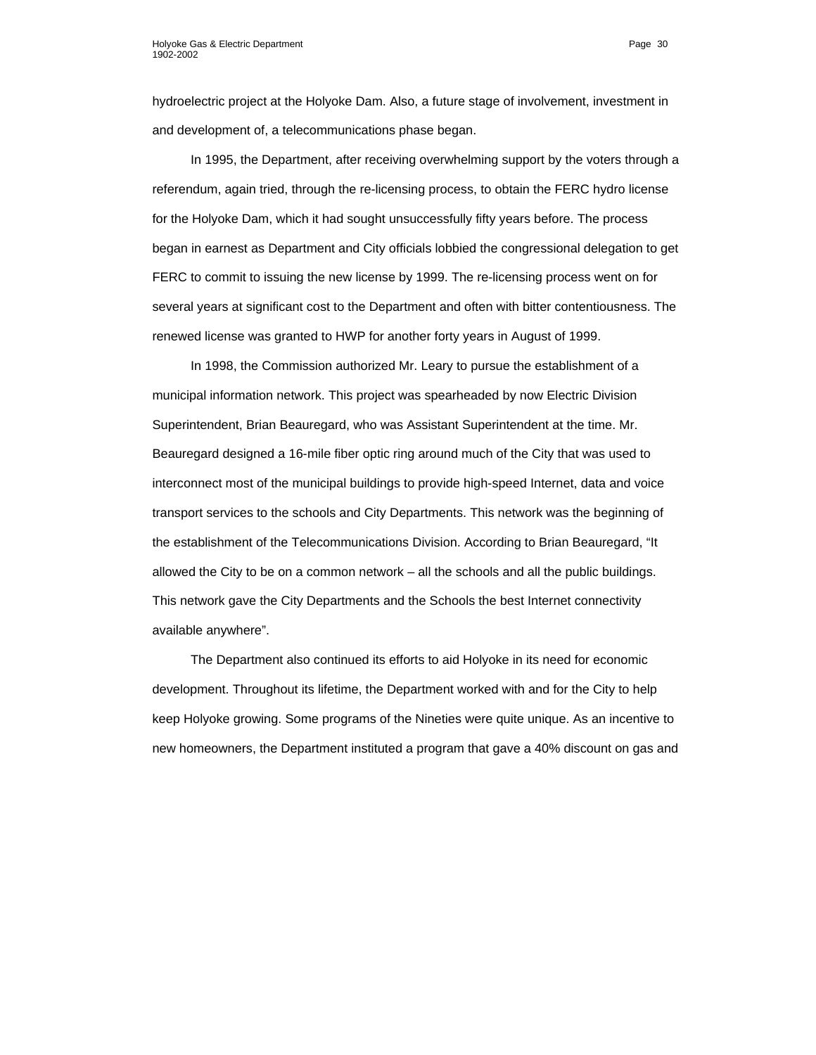hydroelectric project at the Holyoke Dam. Also, a future stage of involvement, investment in and development of, a telecommunications phase began.

In 1995, the Department, after receiving overwhelming support by the voters through a referendum, again tried, through the re-licensing process, to obtain the FERC hydro license for the Holyoke Dam, which it had sought unsuccessfully fifty years before. The process began in earnest as Department and City officials lobbied the congressional delegation to get FERC to commit to issuing the new license by 1999. The re-licensing process went on for several years at significant cost to the Department and often with bitter contentiousness. The renewed license was granted to HWP for another forty years in August of 1999.

In 1998, the Commission authorized Mr. Leary to pursue the establishment of a municipal information network. This project was spearheaded by now Electric Division Superintendent, Brian Beauregard, who was Assistant Superintendent at the time. Mr. Beauregard designed a 16-mile fiber optic ring around much of the City that was used to interconnect most of the municipal buildings to provide high-speed Internet, data and voice transport services to the schools and City Departments. This network was the beginning of the establishment of the Telecommunications Division. According to Brian Beauregard, “It allowed the City to be on a common network – all the schools and all the public buildings. This network gave the City Departments and the Schools the best Internet connectivity available anywhere”.

The Department also continued its efforts to aid Holyoke in its need for economic development. Throughout its lifetime, the Department worked with and for the City to help keep Holyoke growing. Some programs of the Nineties were quite unique. As an incentive to new homeowners, the Department instituted a program that gave a 40% discount on gas and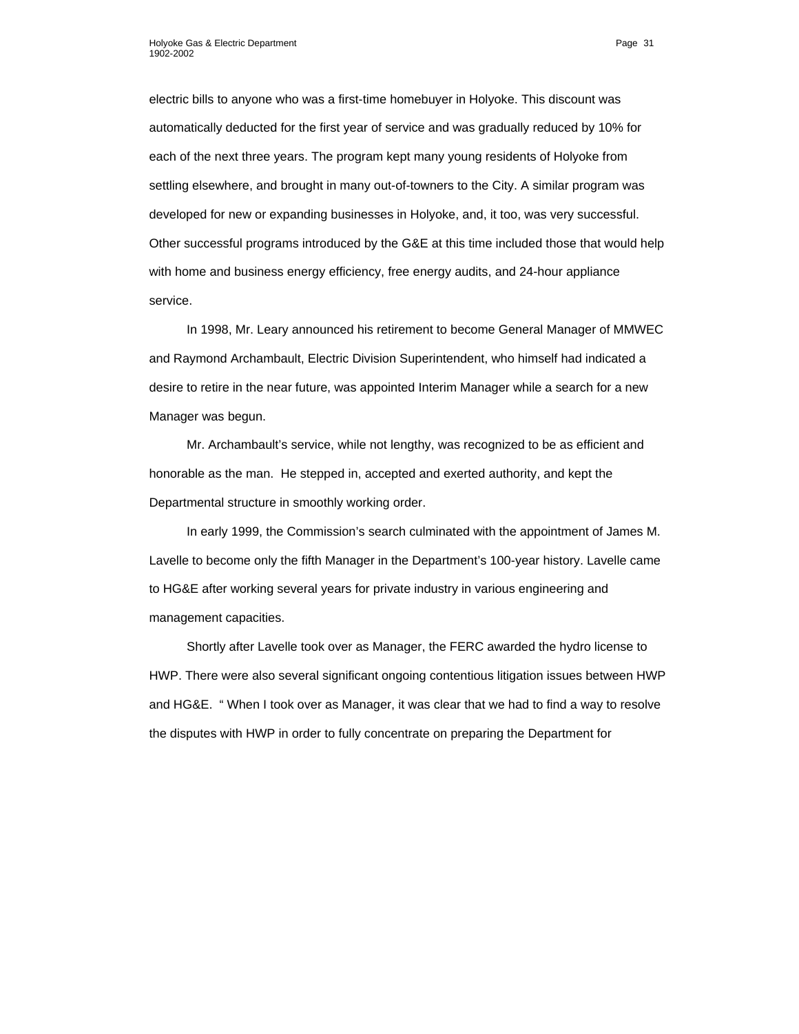electric bills to anyone who was a first-time homebuyer in Holyoke. This discount was automatically deducted for the first year of service and was gradually reduced by 10% for each of the next three years. The program kept many young residents of Holyoke from settling elsewhere, and brought in many out-of-towners to the City. A similar program was developed for new or expanding businesses in Holyoke, and, it too, was very successful. Other successful programs introduced by the G&E at this time included those that would help with home and business energy efficiency, free energy audits, and 24-hour appliance service.

In 1998, Mr. Leary announced his retirement to become General Manager of MMWEC and Raymond Archambault, Electric Division Superintendent, who himself had indicated a desire to retire in the near future, was appointed Interim Manager while a search for a new Manager was begun.

Mr. Archambault's service, while not lengthy, was recognized to be as efficient and honorable as the man. He stepped in, accepted and exerted authority, and kept the Departmental structure in smoothly working order.

In early 1999, the Commission's search culminated with the appointment of James M. Lavelle to become only the fifth Manager in the Department's 100-year history. Lavelle came to HG&E after working several years for private industry in various engineering and management capacities.

Shortly after Lavelle took over as Manager, the FERC awarded the hydro license to HWP. There were also several significant ongoing contentious litigation issues between HWP and HG&E. " When I took over as Manager, it was clear that we had to find a way to resolve the disputes with HWP in order to fully concentrate on preparing the Department for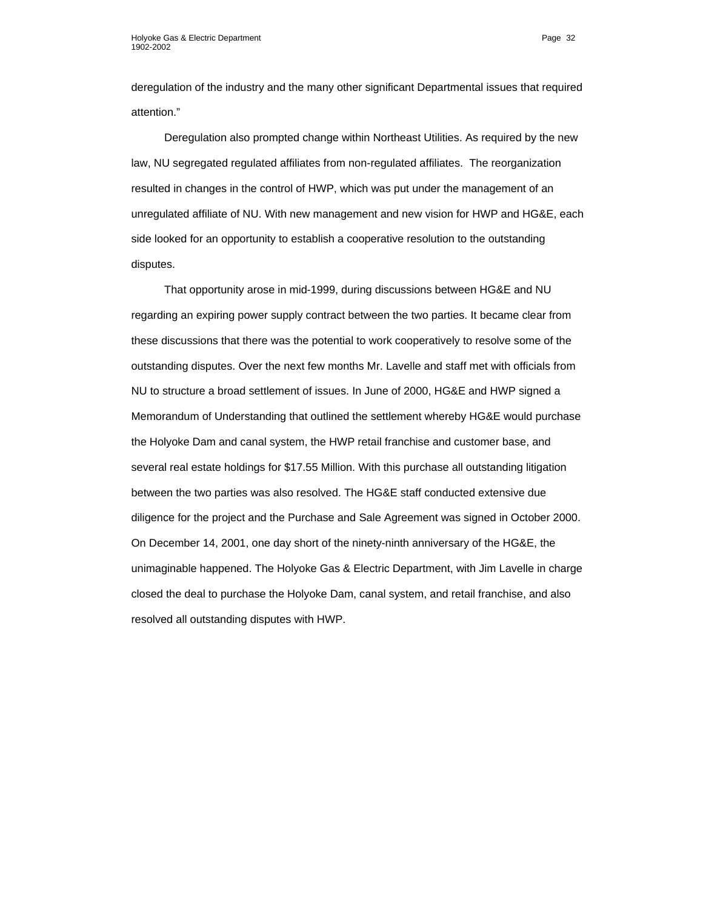deregulation of the industry and the many other significant Departmental issues that required attention."

Deregulation also prompted change within Northeast Utilities. As required by the new law, NU segregated regulated affiliates from non-regulated affiliates. The reorganization resulted in changes in the control of HWP, which was put under the management of an unregulated affiliate of NU. With new management and new vision for HWP and HG&E, each side looked for an opportunity to establish a cooperative resolution to the outstanding disputes.

That opportunity arose in mid-1999, during discussions between HG&E and NU regarding an expiring power supply contract between the two parties. It became clear from these discussions that there was the potential to work cooperatively to resolve some of the outstanding disputes. Over the next few months Mr. Lavelle and staff met with officials from NU to structure a broad settlement of issues. In June of 2000, HG&E and HWP signed a Memorandum of Understanding that outlined the settlement whereby HG&E would purchase the Holyoke Dam and canal system, the HWP retail franchise and customer base, and several real estate holdings for $17.55 Million. With this purchase all outstanding litigation between the two parties was also resolved. The HG&E staff conducted extensive due diligence for the project and the Purchase and Sale Agreement was signed in October 2000. On December 14, 2001, one day short of the ninety-ninth anniversary of the HG&E, the unimaginable happened. The Holyoke Gas & Electric Department, with Jim Lavelle in charge closed the deal to purchase the Holyoke Dam, canal system, and retail franchise, and also resolved all outstanding disputes with HWP.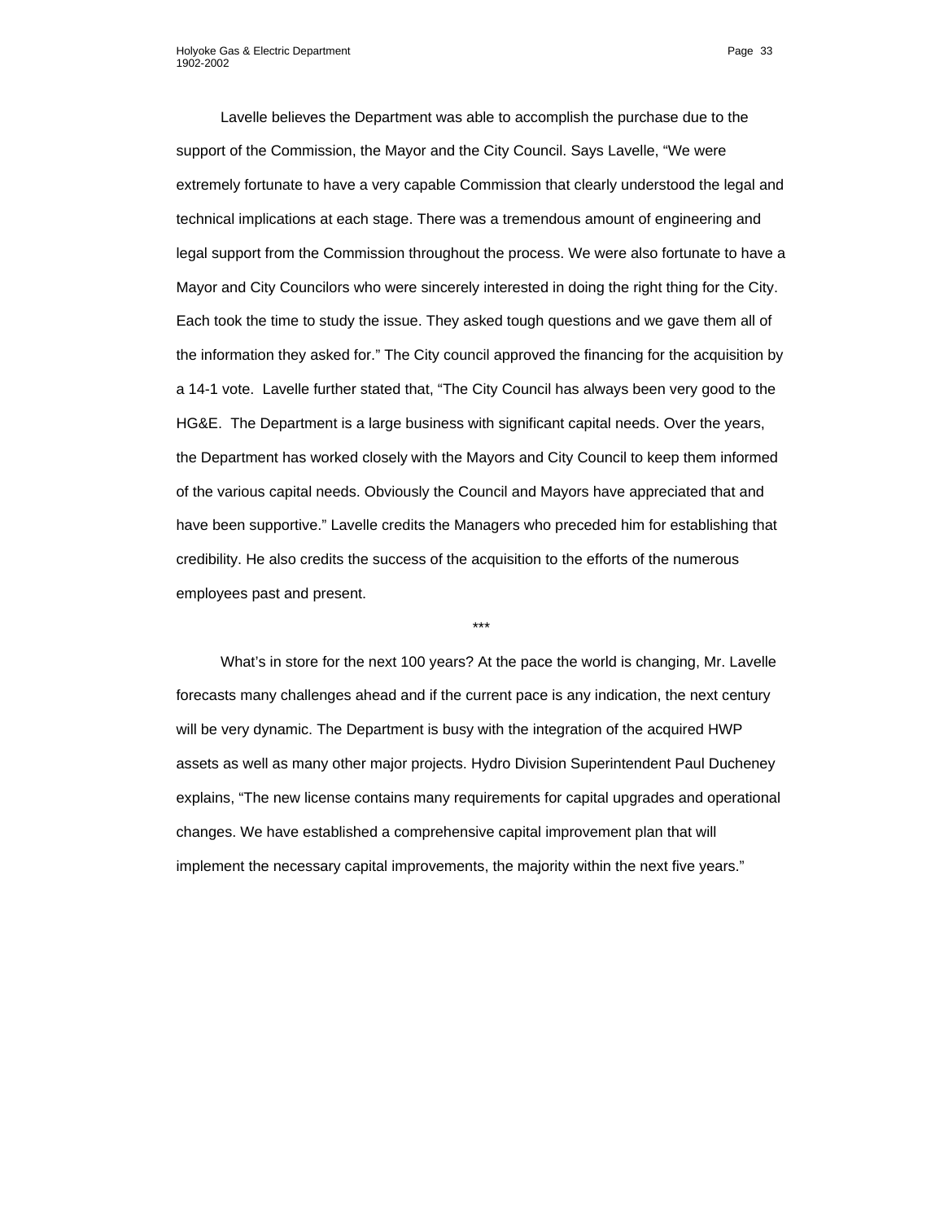Lavelle believes the Department was able to accomplish the purchase due to the support of the Commission, the Mayor and the City Council. Says Lavelle, “We were extremely fortunate to have a very capable Commission that clearly understood the legal and technical implications at each stage. There was a tremendous amount of engineering and legal support from the Commission throughout the process. We were also fortunate to have a Mayor and City Councilors who were sincerely interested in doing the right thing for the City. Each took the time to study the issue. They asked tough questions and we gave them all of the information they asked for.” The City council approved the financing for the acquisition by a 14-1 vote. Lavelle further stated that, “The City Council has always been very good to the HG&E. The Department is a large business with significant capital needs. Over the years, the Department has worked closely with the Mayors and City Council to keep them informed of the various capital needs. Obviously the Council and Mayors have appreciated that and have been supportive.” Lavelle credits the Managers who preceded him for establishing that credibility. He also credits the success of the acquisition to the efforts of the numerous employees past and present.

***

What’s in store for the next 100 years? At the pace the world is changing, Mr. Lavelle forecasts many challenges ahead and if the current pace is any indication, the next century will be very dynamic. The Department is busy with the integration of the acquired HWP assets as well as many other major projects. Hydro Division Superintendent Paul Ducheney explains, “The new license contains many requirements for capital upgrades and operational changes. We have established a comprehensive capital improvement plan that will implement the necessary capital improvements, the majority within the next five years.”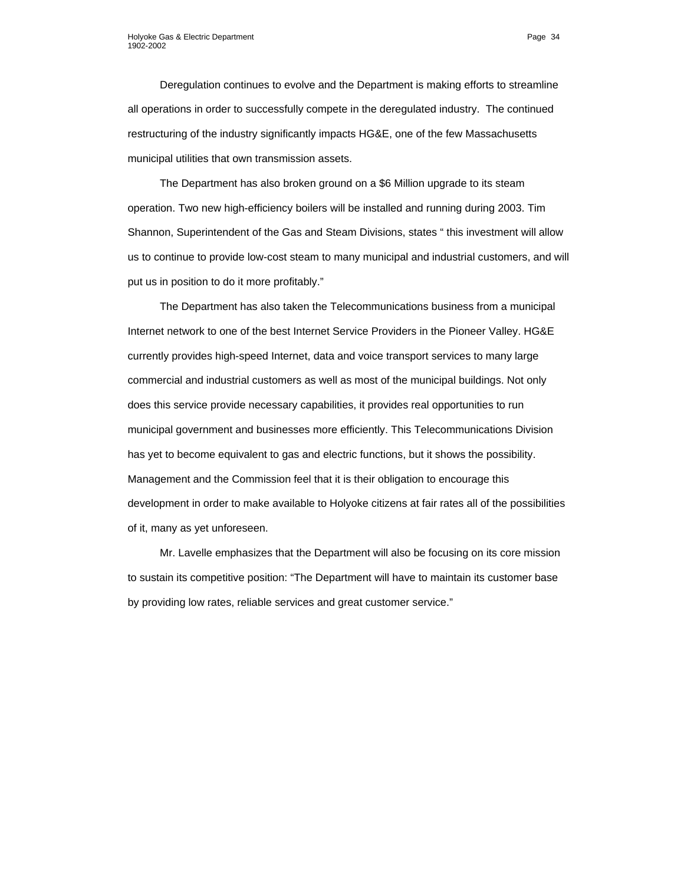Deregulation continues to evolve and the Department is making efforts to streamline all operations in order to successfully compete in the deregulated industry. The continued restructuring of the industry significantly impacts HG&E, one of the few Massachusetts municipal utilities that own transmission assets.

The Department has also broken ground on a $6 Million upgrade to its steam operation. Two new high-efficiency boilers will be installed and running during 2003. Tim Shannon, Superintendent of the Gas and Steam Divisions, states " this investment will allow us to continue to provide low-cost steam to many municipal and industrial customers, and will put us in position to do it more profitably."

The Department has also taken the Telecommunications business from a municipal Internet network to one of the best Internet Service Providers in the Pioneer Valley. HG&E currently provides high-speed Internet, data and voice transport services to many large commercial and industrial customers as well as most of the municipal buildings. Not only does this service provide necessary capabilities, it provides real opportunities to run municipal government and businesses more efficiently. This Telecommunications Division has yet to become equivalent to gas and electric functions, but it shows the possibility. Management and the Commission feel that it is their obligation to encourage this development in order to make available to Holyoke citizens at fair rates all of the possibilities of it, many as yet unforeseen.

Mr. Lavelle emphasizes that the Department will also be focusing on its core mission to sustain its competitive position: "The Department will have to maintain its customer base by providing low rates, reliable services and great customer service."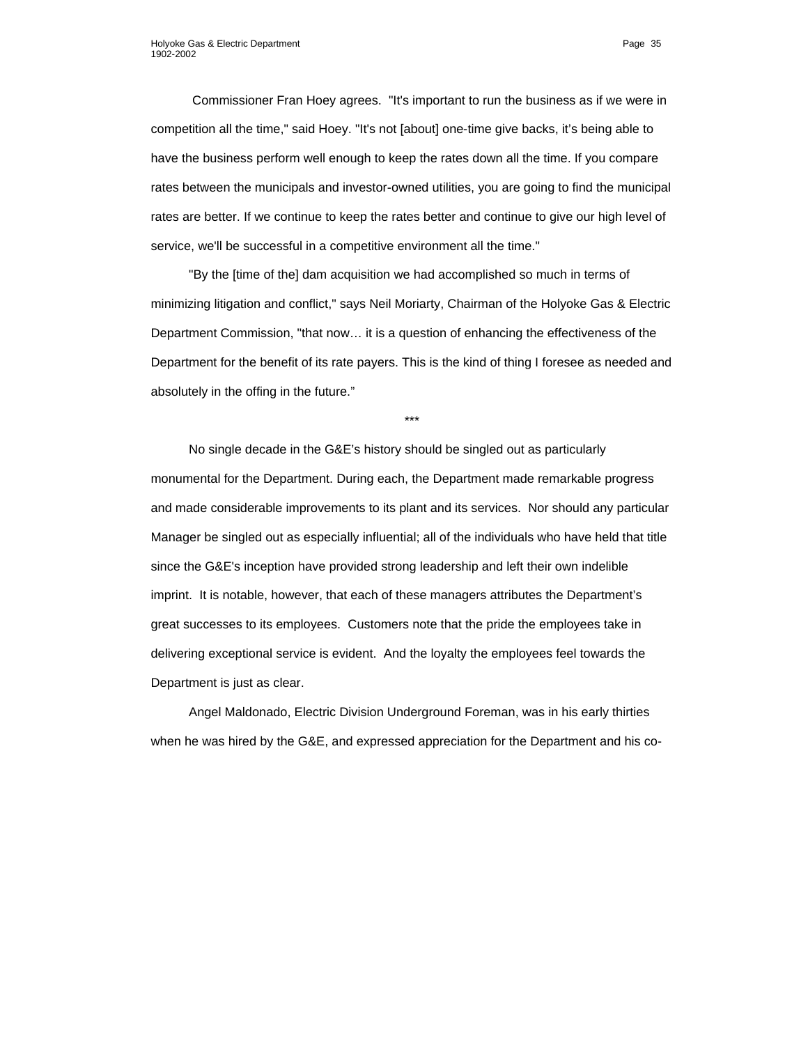Commissioner Fran Hoey agrees. "It's important to run the business as if we were in competition all the time," said Hoey. "It's not [about] one-time give backs, it's being able to have the business perform well enough to keep the rates down all the time. If you compare rates between the municipals and investor-owned utilities, you are going to find the municipal rates are better. If we continue to keep the rates better and continue to give our high level of service, we'll be successful in a competitive environment all the time."

"By the [time of the] dam acquisition we had accomplished so much in terms of minimizing litigation and conflict," says Neil Moriarty, Chairman of the Holyoke Gas & Electric Department Commission, "that now… it is a question of enhancing the effectiveness of the Department for the benefit of its rate payers. This is the kind of thing I foresee as needed and absolutely in the offing in the future."

***

No single decade in the G&E's history should be singled out as particularly monumental for the Department. During each, the Department made remarkable progress and made considerable improvements to its plant and its services. Nor should any particular Manager be singled out as especially influential; all of the individuals who have held that title since the G&E's inception have provided strong leadership and left their own indelible imprint. It is notable, however, that each of these managers attributes the Department's great successes to its employees. Customers note that the pride the employees take in delivering exceptional service is evident. And the loyalty the employees feel towards the Department is just as clear.

Angel Maldonado, Electric Division Underground Foreman, was in his early thirties when he was hired by the G&E, and expressed appreciation for the Department and his co-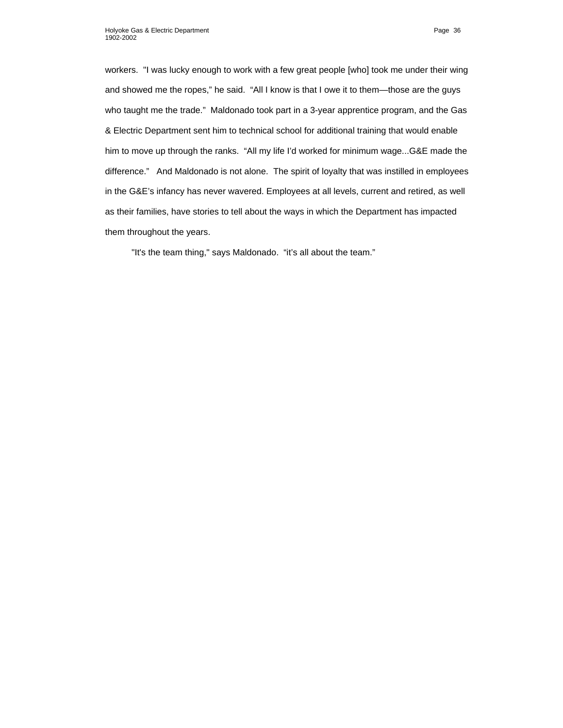workers. "I was lucky enough to work with a few great people [who] took me under their wing and showed me the ropes," he said. "All I know is that I owe it to them—those are the guys who taught me the trade." Maldonado took part in a 3-year apprentice program, and the Gas & Electric Department sent him to technical school for additional training that would enable him to move up through the ranks. "All my life I'd worked for minimum wage...G&E made the difference." And Maldonado is not alone. The spirit of loyalty that was instilled in employees in the G&E's infancy has never wavered. Employees at all levels, current and retired, as well as their families, have stories to tell about the ways in which the Department has impacted them throughout the years.

"It's the team thing," says Maldonado. "it's all about the team."